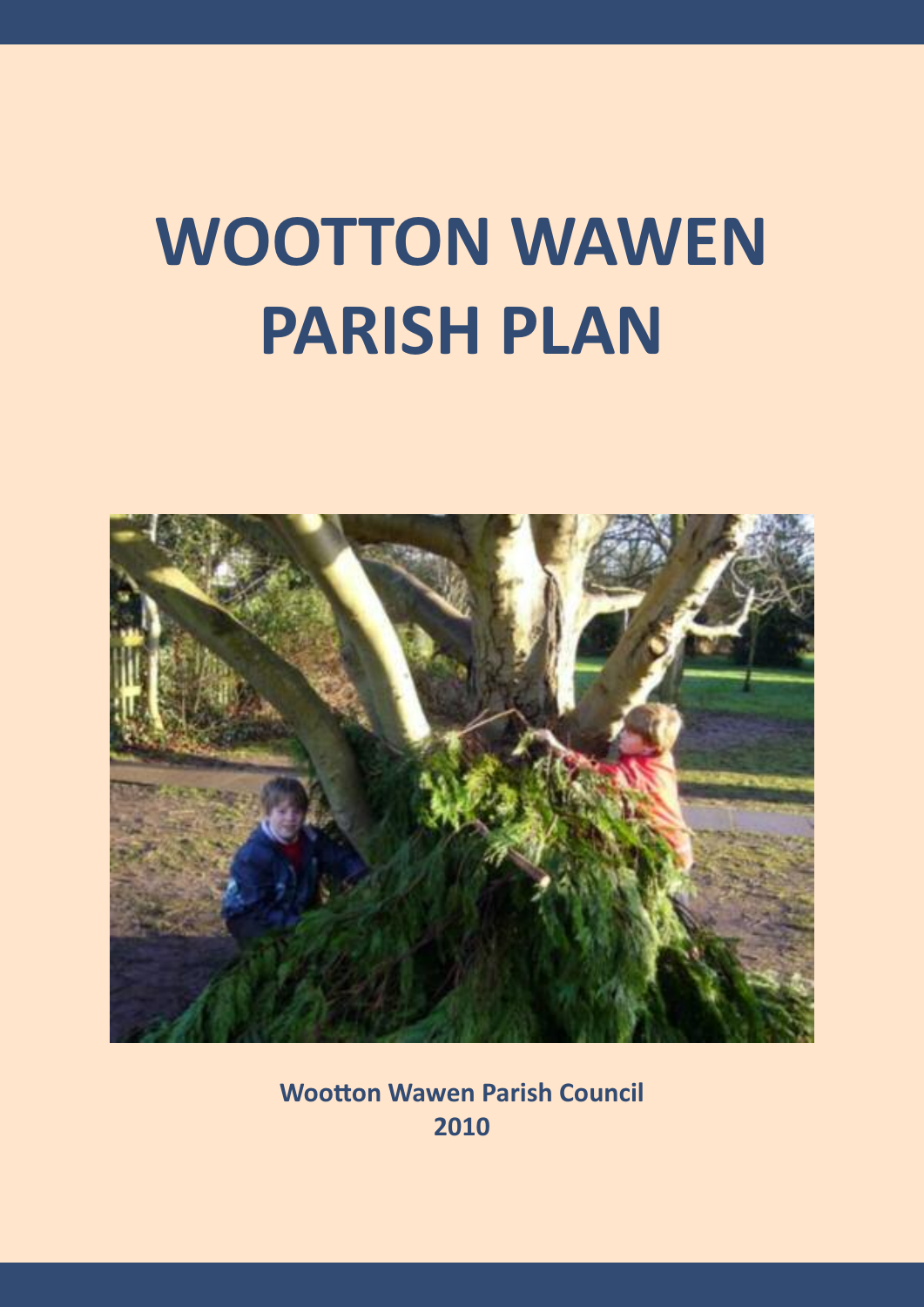# WOOTTON WAWEN PARISH PLAN

**Wootton Wawen Parish Council**
**2010**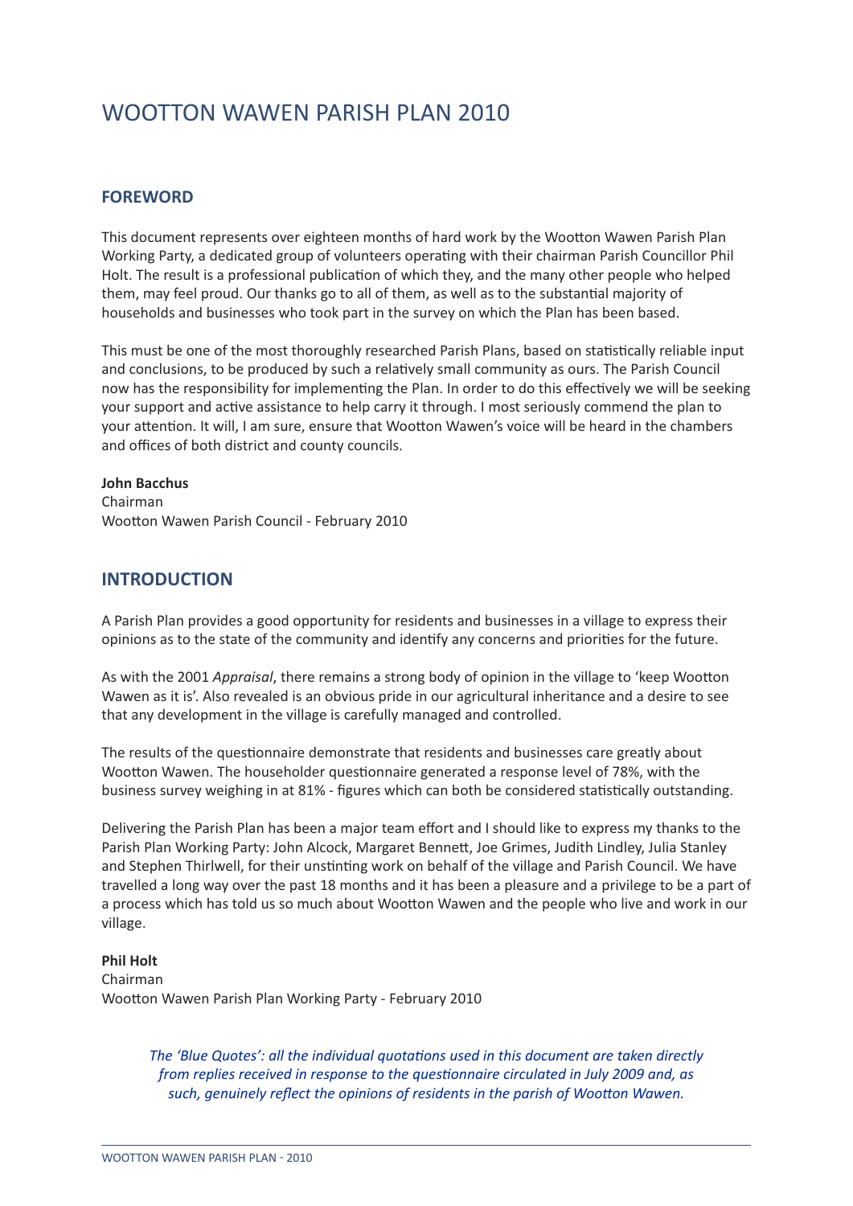# WOOTTON WAWEN PARISH PLAN 2010

## FOREWORD

This document represents over eighteen months of hard work by the Wootton Wawen Parish Plan Working Party, a dedicated group of volunteers operating with their chairman Parish Councillor Phil Holt. The result is a professional publication of which they, and the many other people who helped them, may feel proud. Our thanks go to all of them, as well as to the substantial majority of households and businesses who took part in the survey on which the Plan has been based.

This must be one of the most thoroughly researched Parish Plans, based on statistically reliable input and conclusions, to be produced by such a relatively small community as ours. The Parish Council now has the responsibility for implementing the Plan. In order to do this effectively we will be seeking your support and active assistance to help carry it through. I most seriously commend the plan to your attention. It will, I am sure, ensure that Wootton Wawen's voice will be heard in the chambers and offices of both district and county councils.

**John Bacchus**
Chairman
Wootton Wawen Parish Council - February 2010

## INTRODUCTION

A Parish Plan provides a good opportunity for residents and businesses in a village to express their opinions as to the state of the community and identify any concerns and priorities for the future.

As with the 2001 *Appraisal*, there remains a strong body of opinion in the village to 'keep Wootton Wawen as it is'. Also revealed is an obvious pride in our agricultural inheritance and a desire to see that any development in the village is carefully managed and controlled.

The results of the questionnaire demonstrate that residents and businesses care greatly about Wootton Wawen. The householder questionnaire generated a response level of 78%, with the business survey weighing in at 81% - figures which can both be considered statistically outstanding.

Delivering the Parish Plan has been a major team effort and I should like to express my thanks to the Parish Plan Working Party: John Alcock, Margaret Bennett, Joe Grimes, Judith Lindley, Julia Stanley and Stephen Thirlwell, for their unstinting work on behalf of the village and Parish Council. We have travelled a long way over the past 18 months and it has been a pleasure and a privilege to be a part of a process which has told us so much about Wootton Wawen and the people who live and work in our village.

**Phil Holt**
Chairman
Wootton Wawen Parish Plan Working Party - February 2010

*The 'Blue Quotes': all the individual quotations used in this document are taken directly from replies received in response to the questionnaire circulated in July 2009 and, as such, genuinely reflect the opinions of residents in the parish of Wootton Wawen.*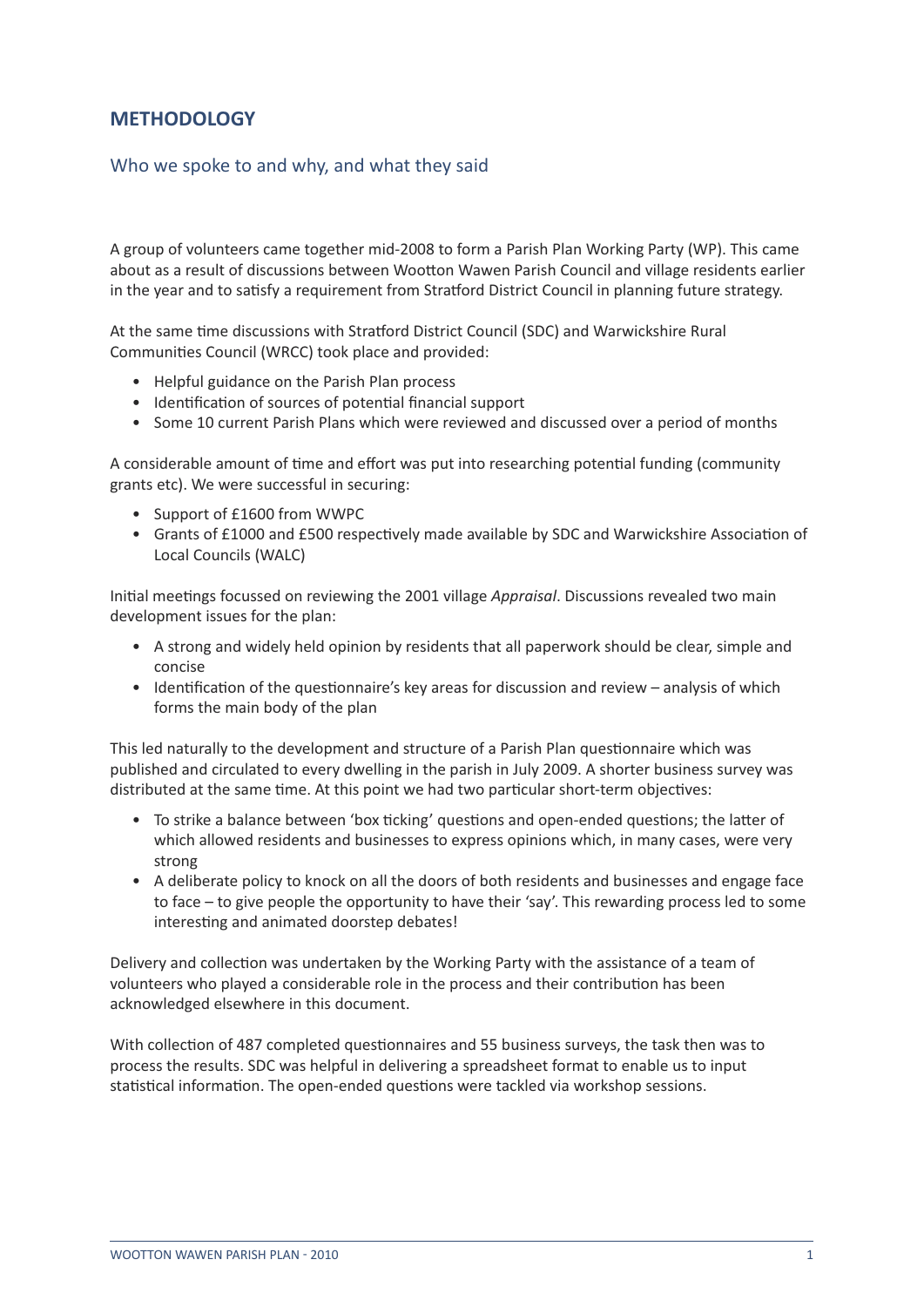## METHODOLOGY

### Who we spoke to and why, and what they said

A group of volunteers came together mid-2008 to form a Parish Plan Working Party (WP). This came about as a result of discussions between Wootton Wawen Parish Council and village residents earlier in the year and to satisfy a requirement from Stratford District Council in planning future strategy.

At the same time discussions with Stratford District Council (SDC) and Warwickshire Rural Communities Council (WRCC) took place and provided:

- Helpful guidance on the Parish Plan process
- Identification of sources of potential financial support
- Some 10 current Parish Plans which were reviewed and discussed over a period of months

A considerable amount of time and effort was put into researching potential funding (community grants etc). We were successful in securing:

- Support of £1600 from WWPC
- Grants of £1000 and £500 respectively made available by SDC and Warwickshire Association of Local Councils (WALC)

Initial meetings focussed on reviewing the 2001 village *Appraisal*. Discussions revealed two main development issues for the plan:

- A strong and widely held opinion by residents that all paperwork should be clear, simple and concise
- Identification of the questionnaire's key areas for discussion and review – analysis of which forms the main body of the plan

This led naturally to the development and structure of a Parish Plan questionnaire which was published and circulated to every dwelling in the parish in July 2009. A shorter business survey was distributed at the same time. At this point we had two particular short-term objectives:

- To strike a balance between 'box ticking' questions and open-ended questions; the latter of which allowed residents and businesses to express opinions which, in many cases, were very strong
- A deliberate policy to knock on all the doors of both residents and businesses and engage face to face – to give people the opportunity to have their 'say'. This rewarding process led to some interesting and animated doorstep debates!

Delivery and collection was undertaken by the Working Party with the assistance of a team of volunteers who played a considerable role in the process and their contribution has been acknowledged elsewhere in this document.

With collection of 487 completed questionnaires and 55 business surveys, the task then was to process the results. SDC was helpful in delivering a spreadsheet format to enable us to input statistical information. The open-ended questions were tackled via workshop sessions.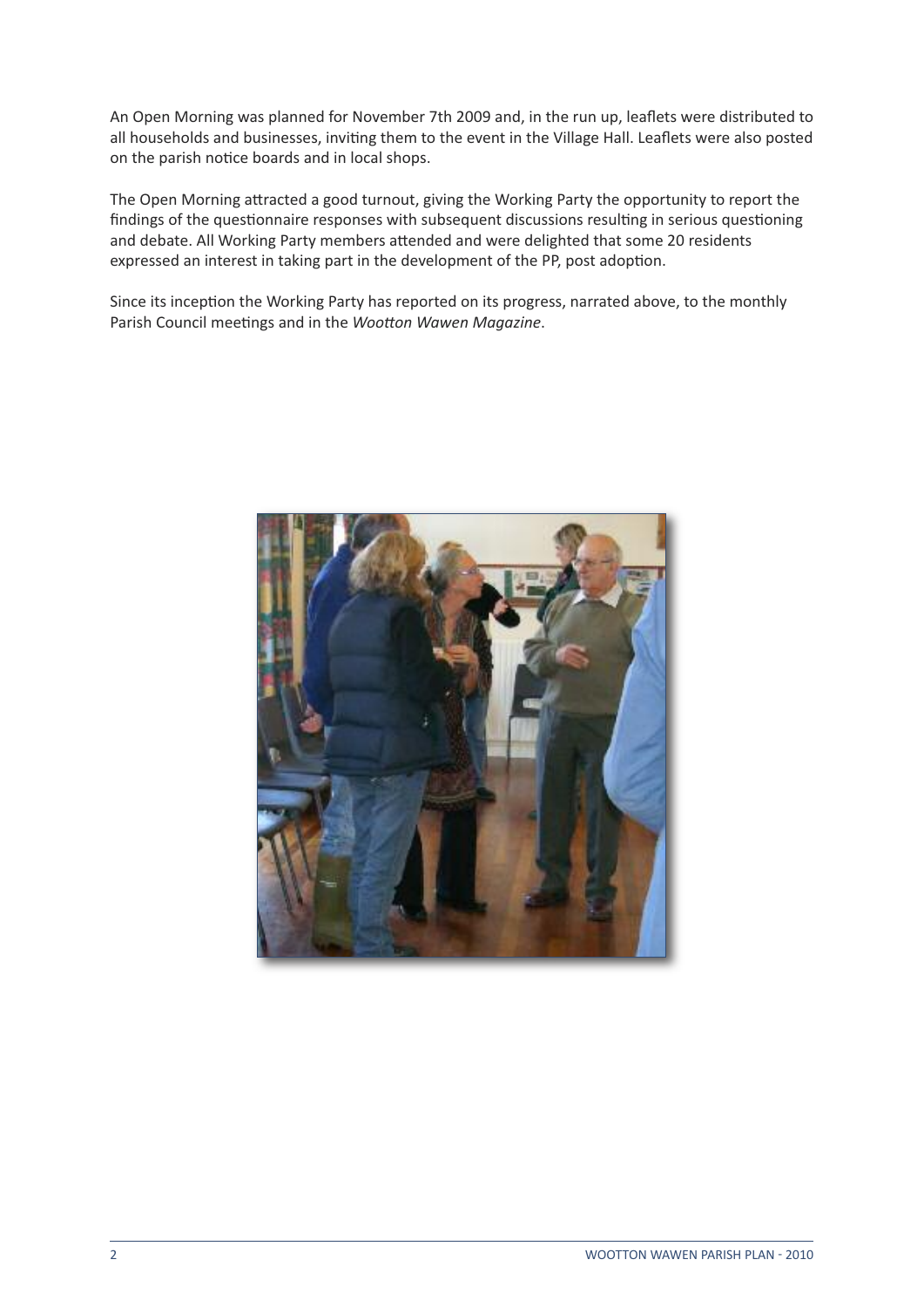An Open Morning was planned for November 7th 2009 and, in the run up, leaflets were distributed to all households and businesses, inviting them to the event in the Village Hall. Leaflets were also posted on the parish notice boards and in local shops.

The Open Morning attracted a good turnout, giving the Working Party the opportunity to report the findings of the questionnaire responses with subsequent discussions resulting in serious questioning and debate. All Working Party members attended and were delighted that some 20 residents expressed an interest in taking part in the development of the PP, post adoption.

Since its inception the Working Party has reported on its progress, narrated above, to the monthly Parish Council meetings and in the *Wootton Wawen Magazine*.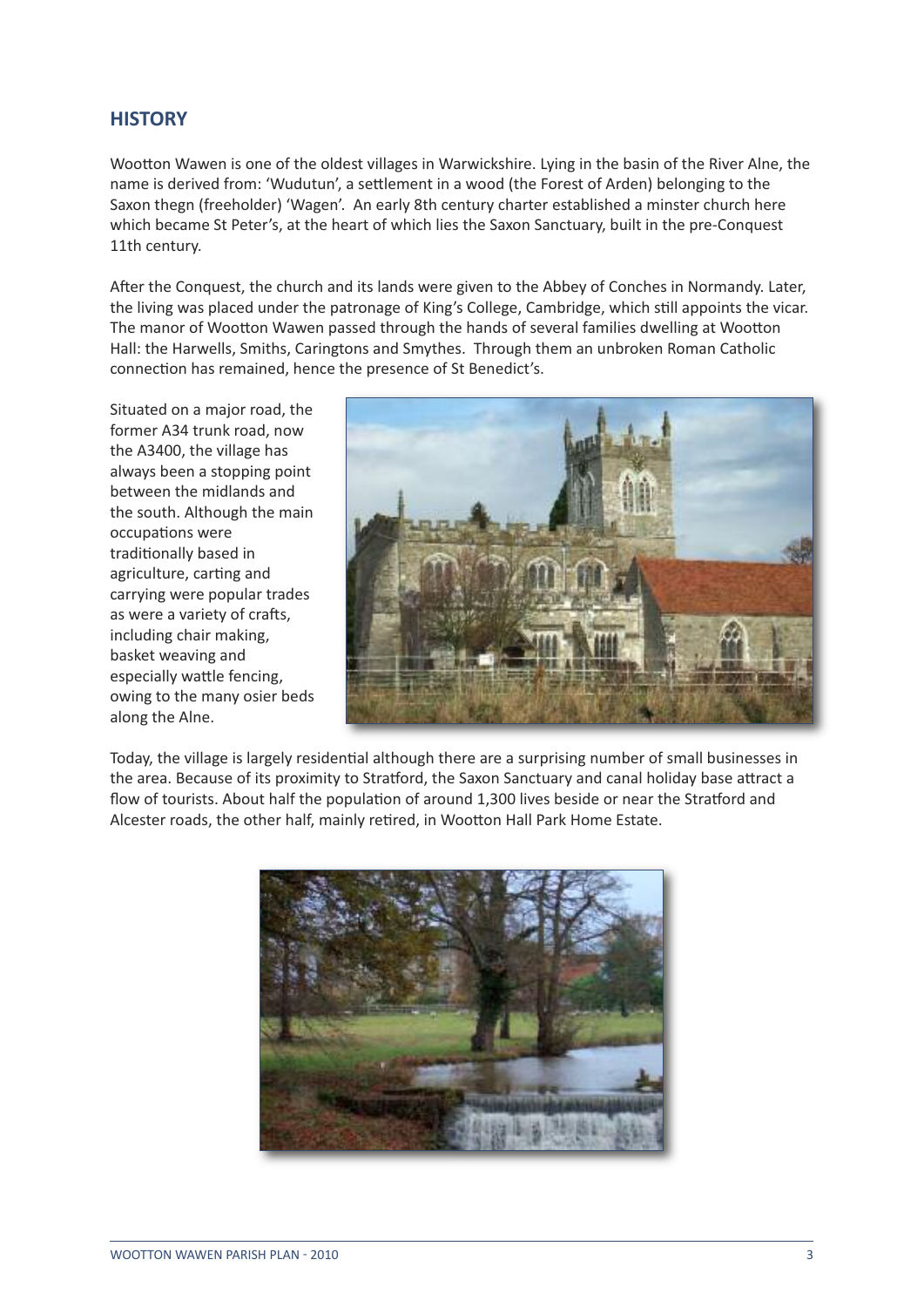## HISTORY

Wootton Wawen is one of the oldest villages in Warwickshire. Lying in the basin of the River Alne, the name is derived from: 'Wudutun', a settlement in a wood (the Forest of Arden) belonging to the Saxon thegn (freeholder) 'Wagen'. An early 8th century charter established a minster church here which became St Peter's, at the heart of which lies the Saxon Sanctuary, built in the pre-Conquest 11th century.

After the Conquest, the church and its lands were given to the Abbey of Conches in Normandy. Later, the living was placed under the patronage of King's College, Cambridge, which still appoints the vicar. The manor of Wootton Wawen passed through the hands of several families dwelling at Wootton Hall: the Harwells, Smiths, Caringtons and Smythes. Through them an unbroken Roman Catholic connection has remained, hence the presence of St Benedict's.

Situated on a major road, the former A34 trunk road, now the A3400, the village has always been a stopping point between the midlands and the south. Although the main occupations were traditionally based in agriculture, carting and carrying were popular trades as were a variety of crafts, including chair making, basket weaving and especially wattle fencing, owing to the many osier beds along the Alne.

Today, the village is largely residential although there are a surprising number of small businesses in the area. Because of its proximity to Stratford, the Saxon Sanctuary and canal holiday base attract a flow of tourists. About half the population of around 1,300 lives beside or near the Stratford and Alcester roads, the other half, mainly retired, in Wootton Hall Park Home Estate.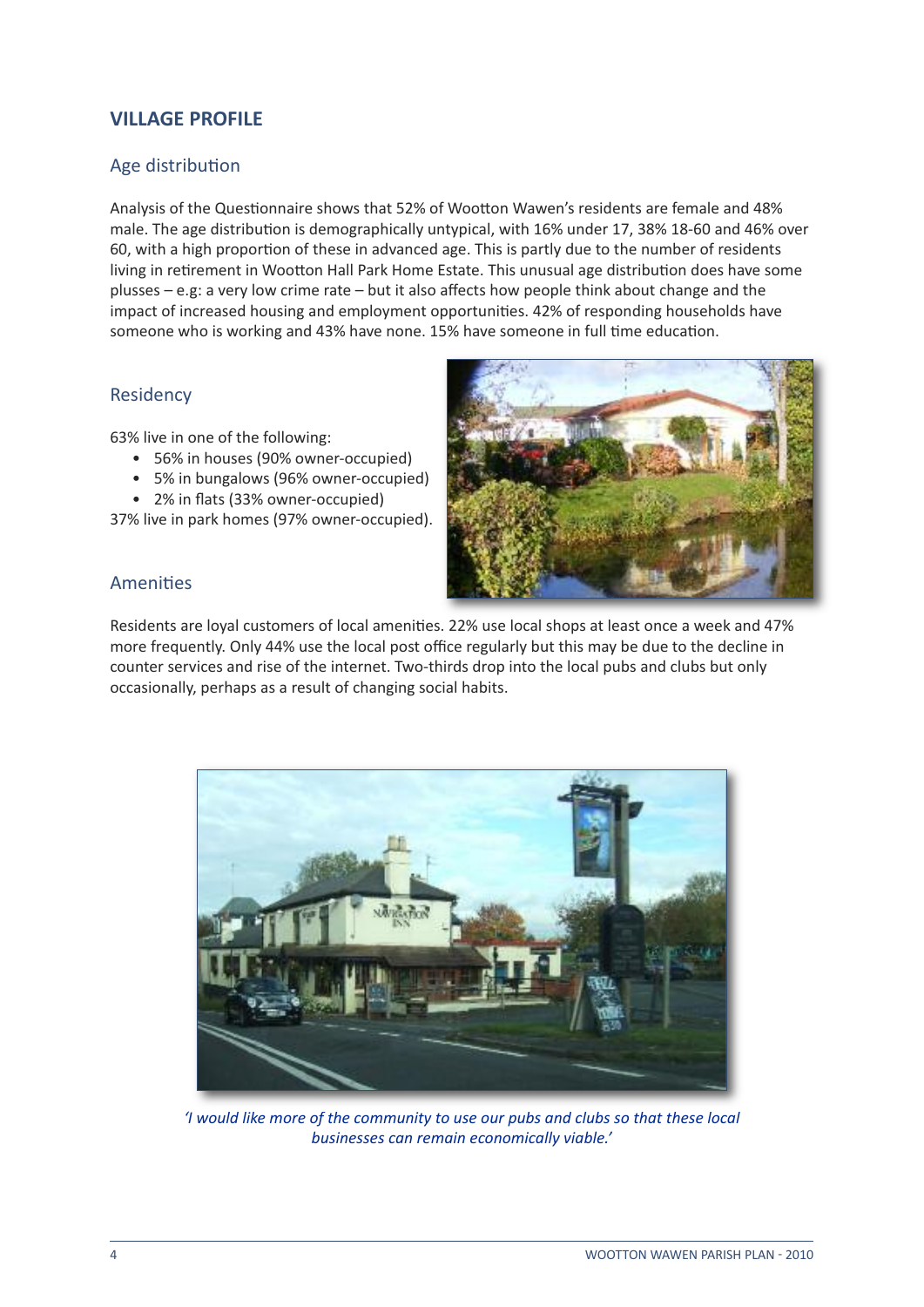## VILLAGE PROFILE

### Age distribution

Analysis of the Questionnaire shows that 52% of Wootton Wawen's residents are female and 48% male. The age distribution is demographically untypical, with 16% under 17, 38% 18-60 and 46% over 60, with a high proportion of these in advanced age. This is partly due to the number of residents living in retirement in Wootton Hall Park Home Estate. This unusual age distribution does have some plusses – e.g: a very low crime rate – but it also affects how people think about change and the impact of increased housing and employment opportunities. 42% of responding households have someone who is working and 43% have none. 15% have someone in full time education.

### Residency

63% live in one of the following:

- 56% in houses (90% owner-occupied)
- 5% in bungalows (96% owner-occupied)
- 2% in flats (33% owner-occupied)

37% live in park homes (97% owner-occupied).

### Amenities

Residents are loyal customers of local amenities. 22% use local shops at least once a week and 47% more frequently. Only 44% use the local post office regularly but this may be due to the decline in counter services and rise of the internet. Two-thirds drop into the local pubs and clubs but only occasionally, perhaps as a result of changing social habits.

*'I would like more of the community to use our pubs and clubs so that these local businesses can remain economically viable.'*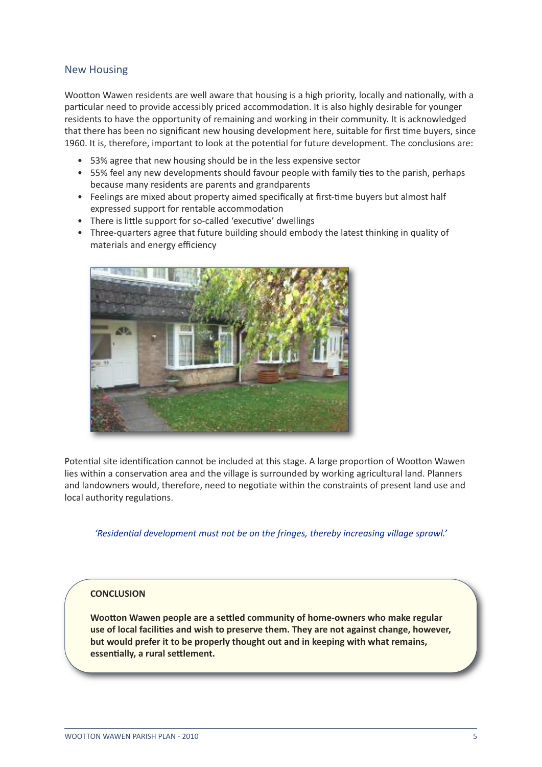## New Housing

Wootton Wawen residents are well aware that housing is a high priority, locally and nationally, with a particular need to provide accessibly priced accommodation. It is also highly desirable for younger residents to have the opportunity of remaining and working in their community. It is acknowledged that there has been no significant new housing development here, suitable for first time buyers, since 1960. It is, therefore, important to look at the potential for future development. The conclusions are:

- 53% agree that new housing should be in the less expensive sector
- 55% feel any new developments should favour people with family ties to the parish, perhaps because many residents are parents and grandparents
- Feelings are mixed about property aimed specifically at first-time buyers but almost half expressed support for rentable accommodation
- There is little support for so-called 'executive' dwellings
- Three-quarters agree that future building should embody the latest thinking in quality of materials and energy efficiency

Potential site identification cannot be included at this stage. A large proportion of Wootton Wawen lies within a conservation area and the village is surrounded by working agricultural land. Planners and landowners would, therefore, need to negotiate within the constraints of present land use and local authority regulations.

*'Residential development must not be on the fringes, thereby increasing village sprawl.'*

**CONCLUSION**

**Wootton Wawen people are a settled community of home-owners who make regular use of local facilities and wish to preserve them. They are not against change, however, but would prefer it to be properly thought out and in keeping with what remains, essentially, a rural settlement.**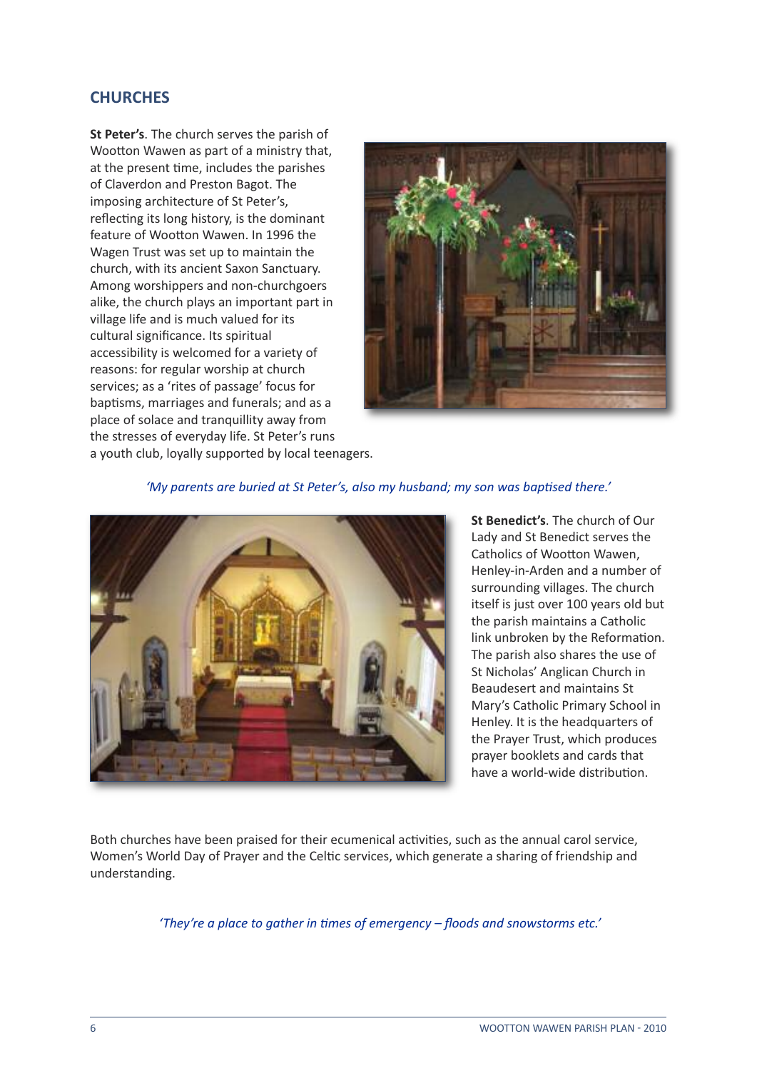## CHURCHES

**St Peter's**. The church serves the parish of Wootton Wawen as part of a ministry that, at the present time, includes the parishes of Claverdon and Preston Bagot. The imposing architecture of St Peter's, reflecting its long history, is the dominant feature of Wootton Wawen. In 1996 the Wagen Trust was set up to maintain the church, with its ancient Saxon Sanctuary. Among worshippers and non-churchgoers alike, the church plays an important part in village life and is much valued for its cultural significance. Its spiritual accessibility is welcomed for a variety of reasons: for regular worship at church services; as a 'rites of passage' focus for baptisms, marriages and funerals; and as a place of solace and tranquillity away from the stresses of everyday life. St Peter's runs a youth club, loyally supported by local teenagers.

*'My parents are buried at St Peter's, also my husband; my son was baptised there.'*

**St Benedict's**. The church of Our Lady and St Benedict serves the Catholics of Wootton Wawen, Henley-in-Arden and a number of surrounding villages. The church itself is just over 100 years old but the parish maintains a Catholic link unbroken by the Reformation. The parish also shares the use of St Nicholas' Anglican Church in Beaudesert and maintains St Mary's Catholic Primary School in Henley. It is the headquarters of the Prayer Trust, which produces prayer booklets and cards that have a world-wide distribution.

Both churches have been praised for their ecumenical activities, such as the annual carol service, Women's World Day of Prayer and the Celtic services, which generate a sharing of friendship and understanding.

*'They're a place to gather in times of emergency – floods and snowstorms etc.'*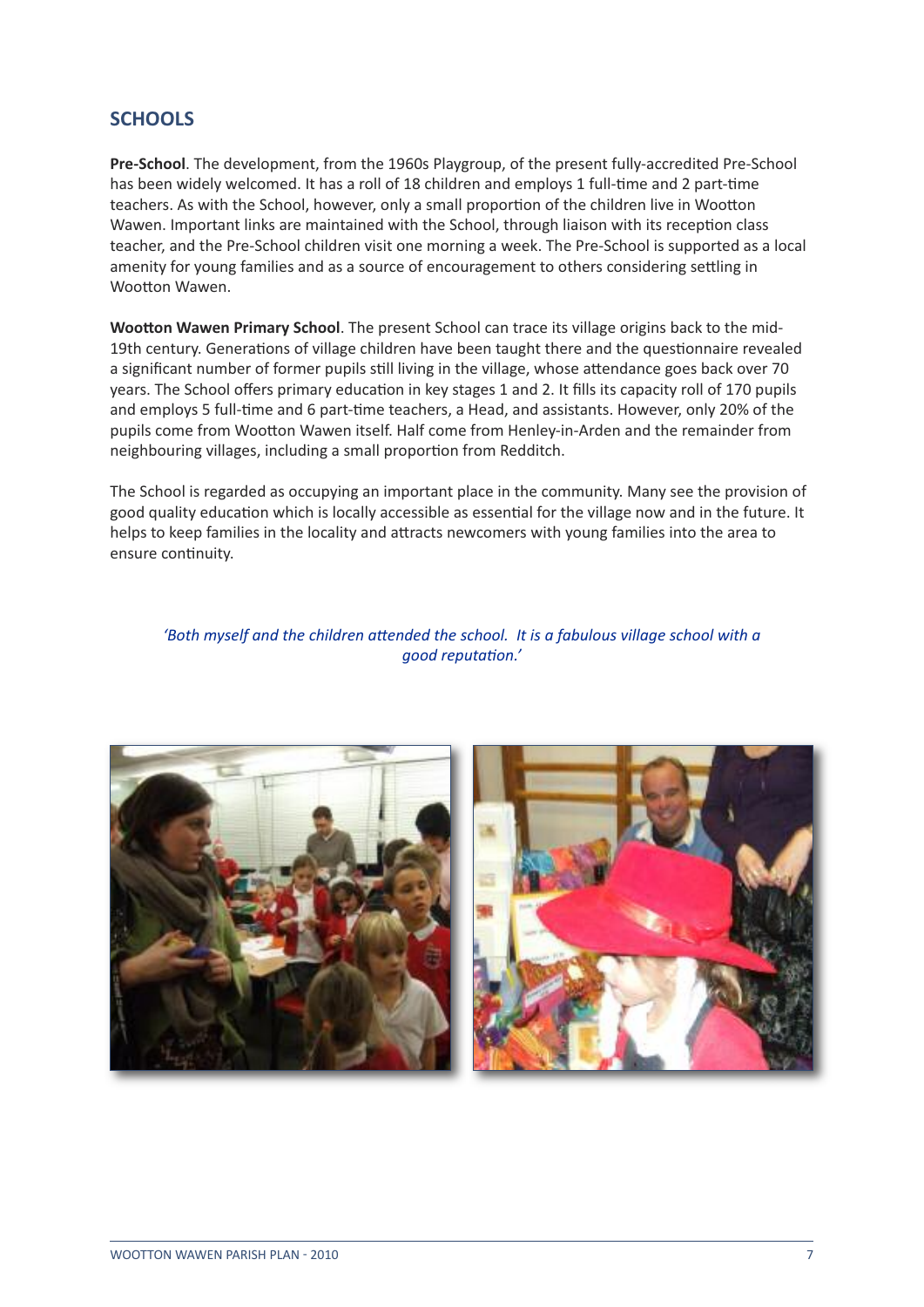## SCHOOLS

**Pre-School**. The development, from the 1960s Playgroup, of the present fully-accredited Pre-School has been widely welcomed. It has a roll of 18 children and employs 1 full-time and 2 part-time teachers. As with the School, however, only a small proportion of the children live in Wootton Wawen. Important links are maintained with the School, through liaison with its reception class teacher, and the Pre-School children visit one morning a week. The Pre-School is supported as a local amenity for young families and as a source of encouragement to others considering settling in Wootton Wawen.

**Wootton Wawen Primary School**. The present School can trace its village origins back to the mid-19th century. Generations of village children have been taught there and the questionnaire revealed a significant number of former pupils still living in the village, whose attendance goes back over 70 years. The School offers primary education in key stages 1 and 2. It fills its capacity roll of 170 pupils and employs 5 full-time and 6 part-time teachers, a Head, and assistants. However, only 20% of the pupils come from Wootton Wawen itself. Half come from Henley-in-Arden and the remainder from neighbouring villages, including a small proportion from Redditch.

The School is regarded as occupying an important place in the community. Many see the provision of good quality education which is locally accessible as essential for the village now and in the future. It helps to keep families in the locality and attracts newcomers with young families into the area to ensure continuity.

*'Both myself and the children attended the school. It is a fabulous village school with a good reputation.'*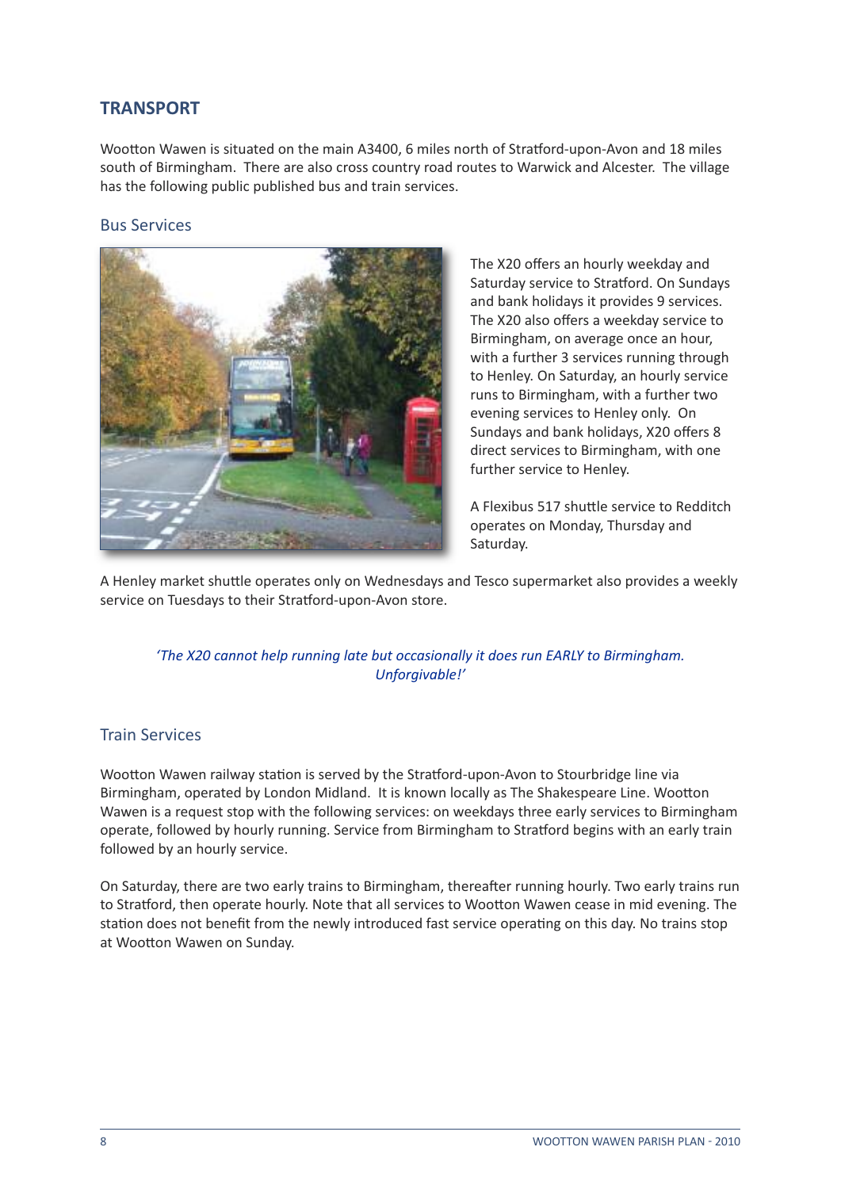## TRANSPORT

Wootton Wawen is situated on the main A3400, 6 miles north of Stratford-upon-Avon and 18 miles south of Birmingham. There are also cross country road routes to Warwick and Alcester. The village has the following public published bus and train services.

### Bus Services

The X20 offers an hourly weekday and Saturday service to Stratford. On Sundays and bank holidays it provides 9 services. The X20 also offers a weekday service to Birmingham, on average once an hour, with a further 3 services running through to Henley. On Saturday, an hourly service runs to Birmingham, with a further two evening services to Henley only. On Sundays and bank holidays, X20 offers 8 direct services to Birmingham, with one further service to Henley.

A Flexibus 517 shuttle service to Redditch operates on Monday, Thursday and Saturday.

A Henley market shuttle operates only on Wednesdays and Tesco supermarket also provides a weekly service on Tuesdays to their Stratford-upon-Avon store.

*'The X20 cannot help running late but occasionally it does run EARLY to Birmingham. Unforgivable!'*

### Train Services

Wootton Wawen railway station is served by the Stratford-upon-Avon to Stourbridge line via Birmingham, operated by London Midland. It is known locally as The Shakespeare Line. Wootton Wawen is a request stop with the following services: on weekdays three early services to Birmingham operate, followed by hourly running. Service from Birmingham to Stratford begins with an early train followed by an hourly service.

On Saturday, there are two early trains to Birmingham, thereafter running hourly. Two early trains run to Stratford, then operate hourly. Note that all services to Wootton Wawen cease in mid evening. The station does not benefit from the newly introduced fast service operating on this day. No trains stop at Wootton Wawen on Sunday.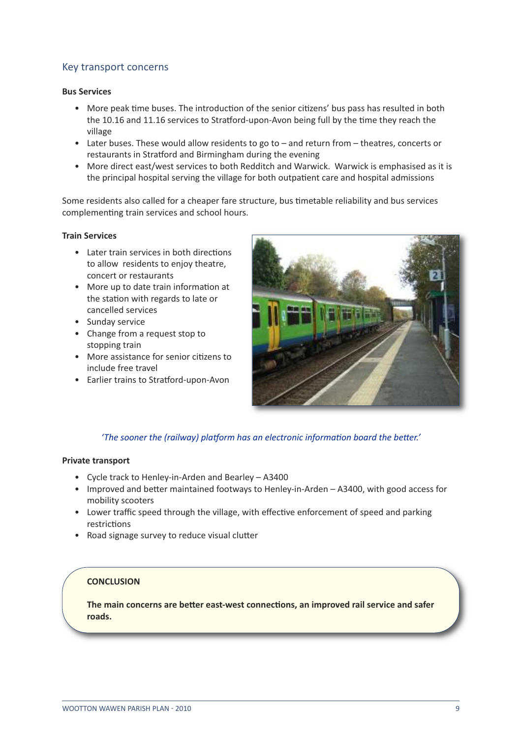## Key transport concerns

**Bus Services**

- More peak time buses. The introduction of the senior citizens' bus pass has resulted in both the 10.16 and 11.16 services to Stratford-upon-Avon being full by the time they reach the village
- Later buses. These would allow residents to go to – and return from – theatres, concerts or restaurants in Stratford and Birmingham during the evening
- More direct east/west services to both Redditch and Warwick. Warwick is emphasised as it is the principal hospital serving the village for both outpatient care and hospital admissions

Some residents also called for a cheaper fare structure, bus timetable reliability and bus services complementing train services and school hours.

**Train Services**

- Later train services in both directions to allow residents to enjoy theatre, concert or restaurants
- More up to date train information at the station with regards to late or cancelled services
- Sunday service
- Change from a request stop to stopping train
- More assistance for senior citizens to include free travel
- Earlier trains to Stratford-upon-Avon

*'The sooner the (railway) platform has an electronic information board the better.'*

**Private transport**

- Cycle track to Henley-in-Arden and Bearley – A3400
- Improved and better maintained footways to Henley-in-Arden – A3400, with good access for mobility scooters
- Lower traffic speed through the village, with effective enforcement of speed and parking restrictions
- Road signage survey to reduce visual clutter

**CONCLUSION**

**The main concerns are better east-west connections, an improved rail service and safer roads.**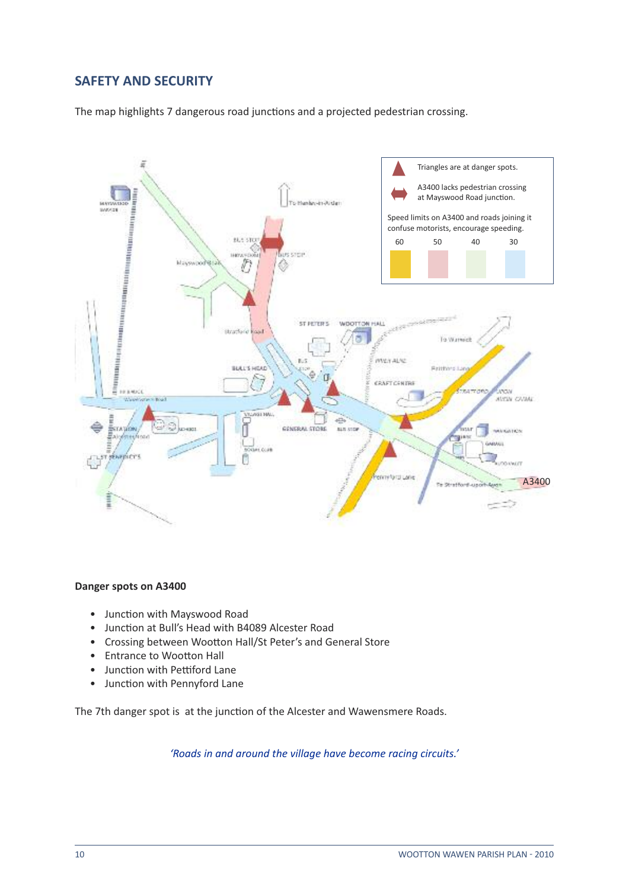## SAFETY AND SECURITY

The map highlights 7 dangerous road junctions and a projected pedestrian crossing.

Triangles are at danger spots.

A3400 lacks pedestrian crossing at Mayswood Road junction.

Speed limits on A3400 and roads joining it confuse motorists, encourage speeding.

60 50 40 30

A3400

**Danger spots on A3400**

- Junction with Mayswood Road
- Junction at Bull's Head with B4089 Alcester Road
- Crossing between Wootton Hall/St Peter's and General Store
- Entrance to Wootton Hall
- Junction with Pettiford Lane
- Junction with Pennyford Lane

The 7th danger spot is at the junction of the Alcester and Wawensmere Roads.

*'Roads in and around the village have become racing circuits.'*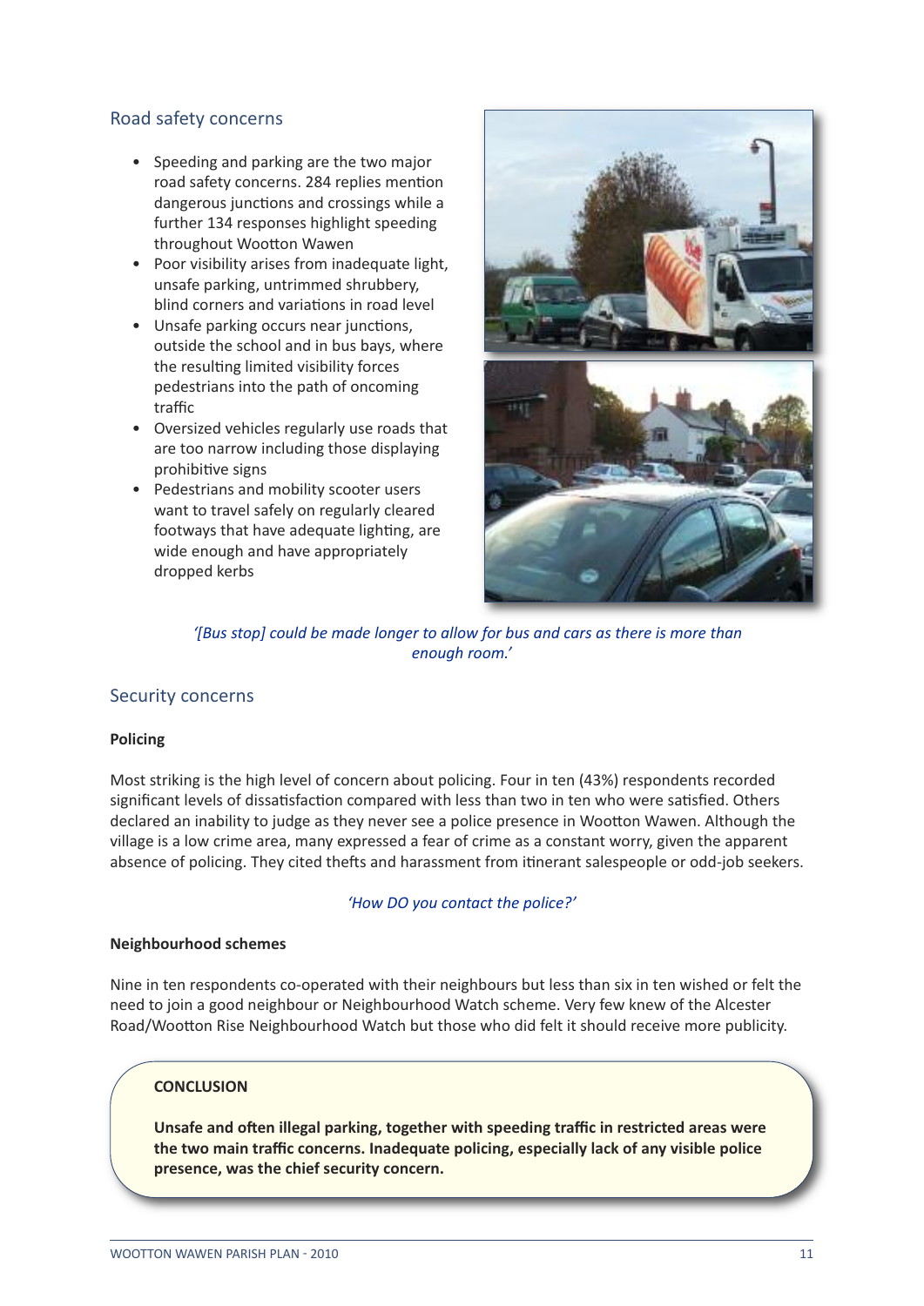## Road safety concerns

- Speeding and parking are the two major road safety concerns. 284 replies mention dangerous junctions and crossings while a further 134 responses highlight speeding throughout Wootton Wawen
- Poor visibility arises from inadequate light, unsafe parking, untrimmed shrubbery, blind corners and variations in road level
- Unsafe parking occurs near junctions, outside the school and in bus bays, where the resulting limited visibility forces pedestrians into the path of oncoming traffic
- Oversized vehicles regularly use roads that are too narrow including those displaying prohibitive signs
- Pedestrians and mobility scooter users want to travel safely on regularly cleared footways that have adequate lighting, are wide enough and have appropriately dropped kerbs

*'[Bus stop] could be made longer to allow for bus and cars as there is more than enough room.'*

## Security concerns

**Policing**

Most striking is the high level of concern about policing. Four in ten (43%) respondents recorded significant levels of dissatisfaction compared with less than two in ten who were satisfied. Others declared an inability to judge as they never see a police presence in Wootton Wawen. Although the village is a low crime area, many expressed a fear of crime as a constant worry, given the apparent absence of policing. They cited thefts and harassment from itinerant salespeople or odd-job seekers.

*'How DO you contact the police?'*

**Neighbourhood schemes**

Nine in ten respondents co-operated with their neighbours but less than six in ten wished or felt the need to join a good neighbour or Neighbourhood Watch scheme. Very few knew of the Alcester Road/Wootton Rise Neighbourhood Watch but those who did felt it should receive more publicity.

**CONCLUSION**

**Unsafe and often illegal parking, together with speeding traffic in restricted areas were the two main traffic concerns. Inadequate policing, especially lack of any visible police presence, was the chief security concern.**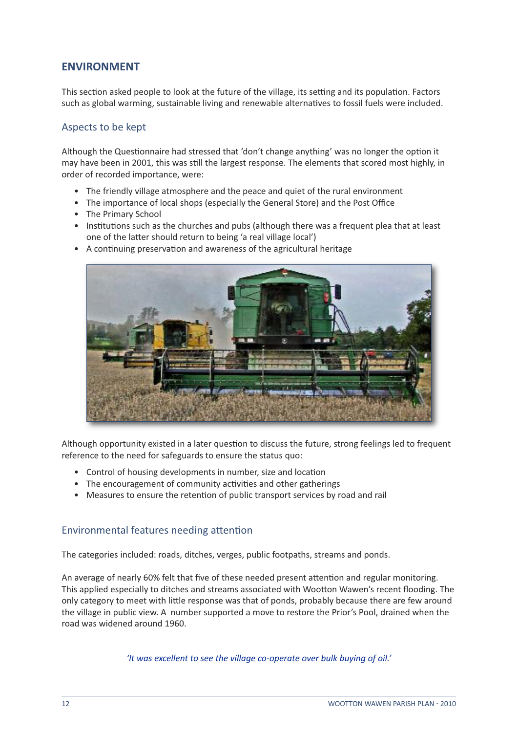## ENVIRONMENT

This section asked people to look at the future of the village, its setting and its population. Factors such as global warming, sustainable living and renewable alternatives to fossil fuels were included.

### Aspects to be kept

Although the Questionnaire had stressed that 'don't change anything' was no longer the option it may have been in 2001, this was still the largest response. The elements that scored most highly, in order of recorded importance, were:

- The friendly village atmosphere and the peace and quiet of the rural environment
- The importance of local shops (especially the General Store) and the Post Office
- The Primary School
- Institutions such as the churches and pubs (although there was a frequent plea that at least one of the latter should return to being 'a real village local')
- A continuing preservation and awareness of the agricultural heritage

Although opportunity existed in a later question to discuss the future, strong feelings led to frequent reference to the need for safeguards to ensure the status quo:

- Control of housing developments in number, size and location
- The encouragement of community activities and other gatherings
- Measures to ensure the retention of public transport services by road and rail

### Environmental features needing attention

The categories included: roads, ditches, verges, public footpaths, streams and ponds.

An average of nearly 60% felt that five of these needed present attention and regular monitoring. This applied especially to ditches and streams associated with Wootton Wawen's recent flooding. The only category to meet with little response was that of ponds, probably because there are few around the village in public view. A number supported a move to restore the Prior's Pool, drained when the road was widened around 1960.

*'It was excellent to see the village co-operate over bulk buying of oil.'*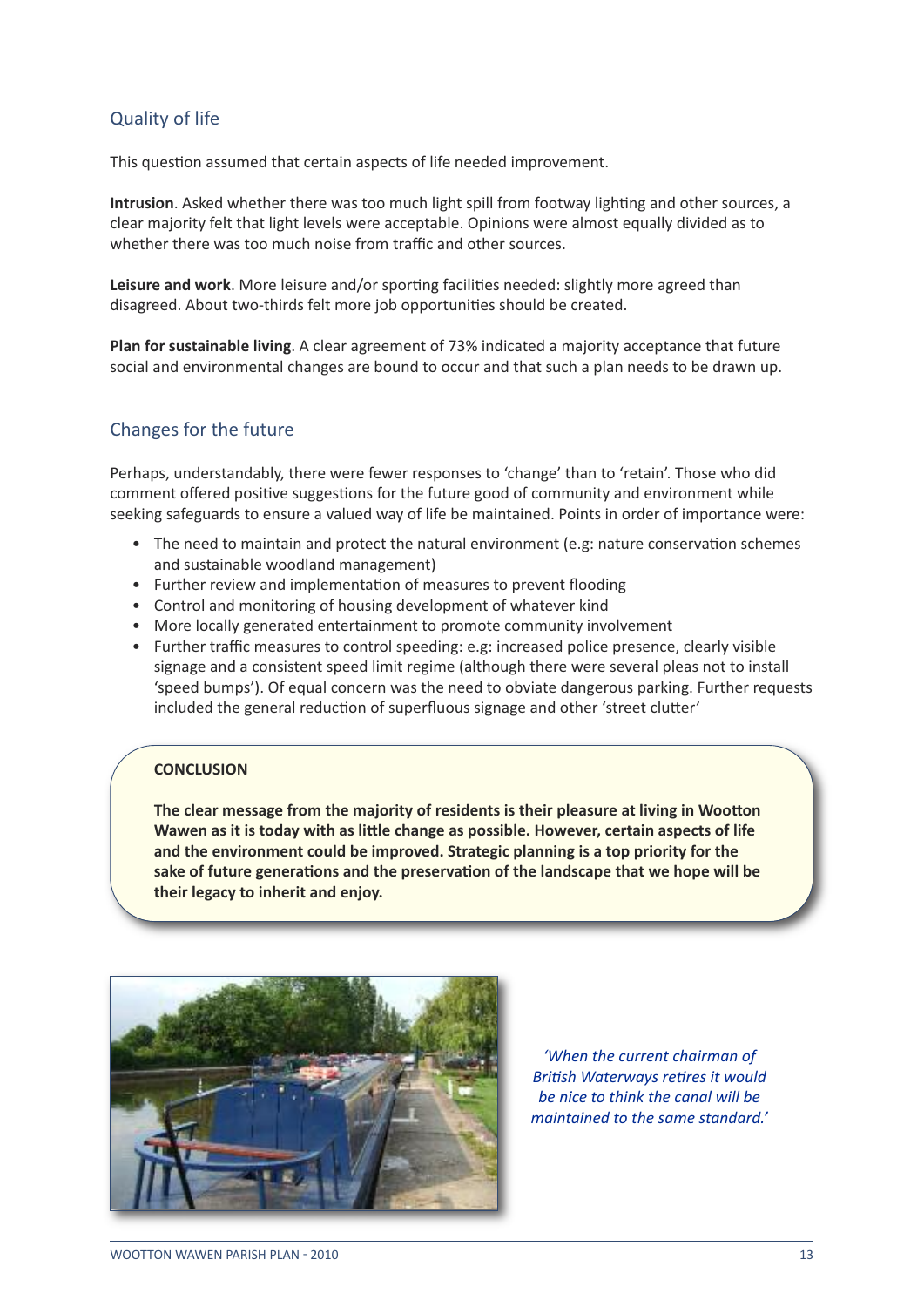## Quality of life

This question assumed that certain aspects of life needed improvement.

**Intrusion**. Asked whether there was too much light spill from footway lighting and other sources, a clear majority felt that light levels were acceptable. Opinions were almost equally divided as to whether there was too much noise from traffic and other sources.

**Leisure and work**. More leisure and/or sporting facilities needed: slightly more agreed than disagreed. About two-thirds felt more job opportunities should be created.

**Plan for sustainable living**. A clear agreement of 73% indicated a majority acceptance that future social and environmental changes are bound to occur and that such a plan needs to be drawn up.

## Changes for the future

Perhaps, understandably, there were fewer responses to 'change' than to 'retain'. Those who did comment offered positive suggestions for the future good of community and environment while seeking safeguards to ensure a valued way of life be maintained. Points in order of importance were:

- The need to maintain and protect the natural environment (e.g: nature conservation schemes and sustainable woodland management)
- Further review and implementation of measures to prevent flooding
- Control and monitoring of housing development of whatever kind
- More locally generated entertainment to promote community involvement
- Further traffic measures to control speeding: e.g: increased police presence, clearly visible signage and a consistent speed limit regime (although there were several pleas not to install 'speed bumps'). Of equal concern was the need to obviate dangerous parking. Further requests included the general reduction of superfluous signage and other 'street clutter'

**CONCLUSION**

**The clear message from the majority of residents is their pleasure at living in Wootton Wawen as it is today with as little change as possible. However, certain aspects of life and the environment could be improved. Strategic planning is a top priority for the sake of future generations and the preservation of the landscape that we hope will be their legacy to inherit and enjoy.**

*'When the current chairman of British Waterways retires it would be nice to think the canal will be maintained to the same standard.'*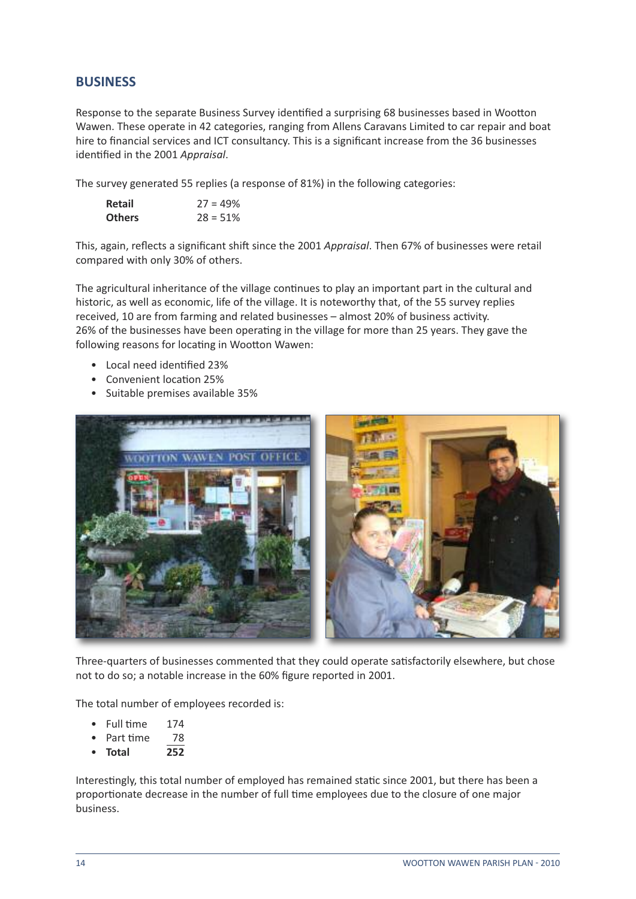## BUSINESS

Response to the separate Business Survey identified a surprising 68 businesses based in Wootton Wawen. These operate in 42 categories, ranging from Allens Caravans Limited to car repair and boat hire to financial services and ICT consultancy. This is a significant increase from the 36 businesses identified in the 2001 *Appraisal*.

The survey generated 55 replies (a response of 81%) in the following categories:

| | |
|---|---|
| **Retail** | 27 = 49% |
| **Others** | 28 = 51% |

This, again, reflects a significant shift since the 2001 *Appraisal*. Then 67% of businesses were retail compared with only 30% of others.

The agricultural inheritance of the village continues to play an important part in the cultural and historic, as well as economic, life of the village. It is noteworthy that, of the 55 survey replies received, 10 are from farming and related businesses – almost 20% of business activity. 26% of the businesses have been operating in the village for more than 25 years. They gave the following reasons for locating in Wootton Wawen:

- Local need identified 23%
- Convenient location 25%
- Suitable premises available 35%

Three-quarters of businesses commented that they could operate satisfactorily elsewhere, but chose not to do so; a notable increase in the 60% figure reported in 2001.

The total number of employees recorded is:

- Full time 174
- Part time 78
- **Total** **252**

Interestingly, this total number of employed has remained static since 2001, but there has been a proportionate decrease in the number of full time employees due to the closure of one major business.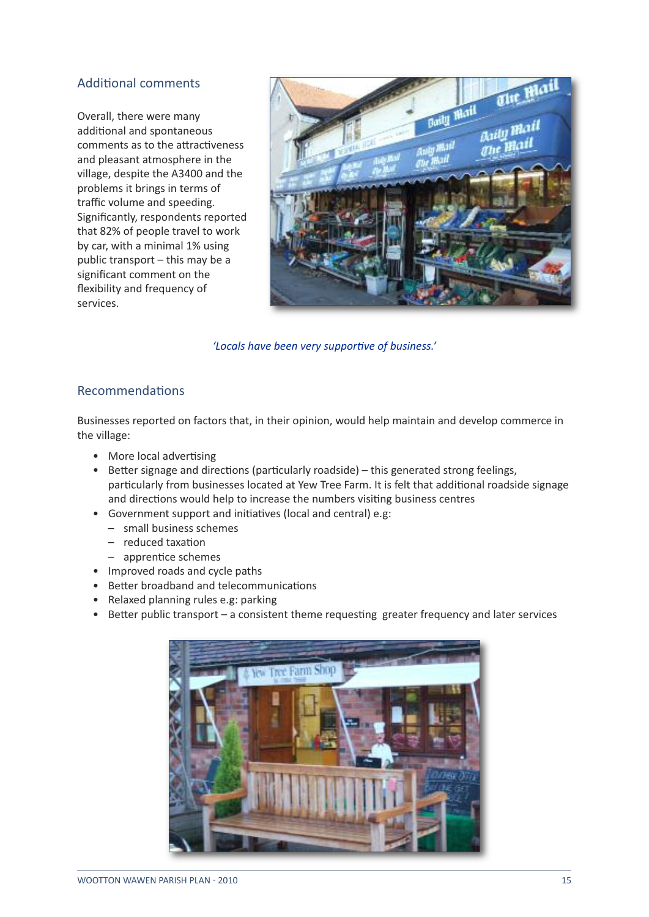## Additional comments

Overall, there were many additional and spontaneous comments as to the attractiveness and pleasant atmosphere in the village, despite the A3400 and the problems it brings in terms of traffic volume and speeding. Significantly, respondents reported that 82% of people travel to work by car, with a minimal 1% using public transport – this may be a significant comment on the flexibility and frequency of services.

*'Locals have been very supportive of business.'*

## Recommendations

Businesses reported on factors that, in their opinion, would help maintain and develop commerce in the village:

- More local advertising
- Better signage and directions (particularly roadside) – this generated strong feelings, particularly from businesses located at Yew Tree Farm. It is felt that additional roadside signage and directions would help to increase the numbers visiting business centres
- Government support and initiatives (local and central) e.g:
  - small business schemes
  - reduced taxation
  - apprentice schemes
- Improved roads and cycle paths
- Better broadband and telecommunications
- Relaxed planning rules e.g: parking
- Better public transport – a consistent theme requesting greater frequency and later services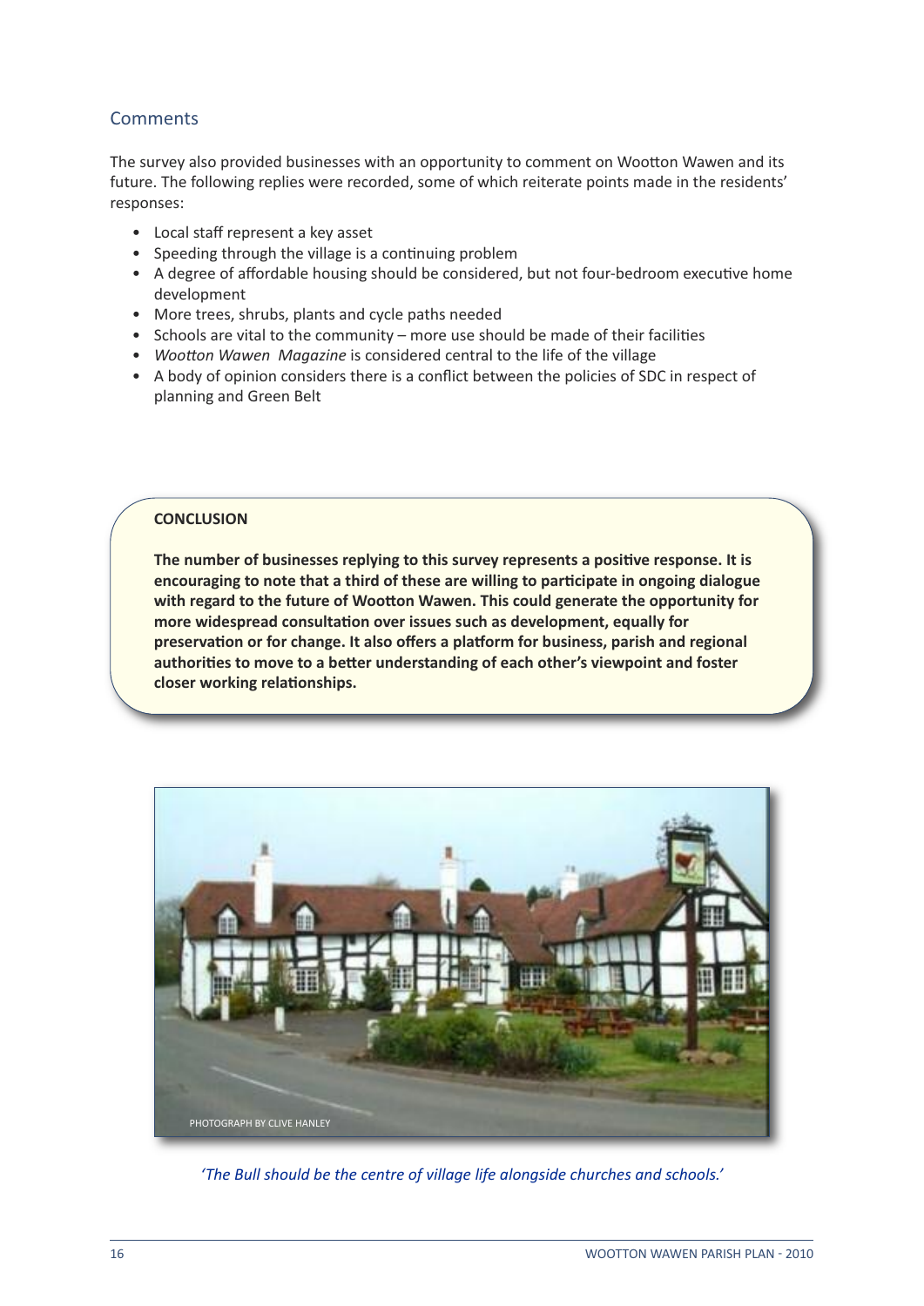## Comments

The survey also provided businesses with an opportunity to comment on Wootton Wawen and its future. The following replies were recorded, some of which reiterate points made in the residents' responses:

- Local staff represent a key asset
- Speeding through the village is a continuing problem
- A degree of affordable housing should be considered, but not four-bedroom executive home development
- More trees, shrubs, plants and cycle paths needed
- Schools are vital to the community – more use should be made of their facilities
- *Wootton Wawen Magazine* is considered central to the life of the village
- A body of opinion considers there is a conflict between the policies of SDC in respect of planning and Green Belt

**CONCLUSION**

**The number of businesses replying to this survey represents a positive response. It is encouraging to note that a third of these are willing to participate in ongoing dialogue with regard to the future of Wootton Wawen. This could generate the opportunity for more widespread consultation over issues such as development, equally for preservation or for change. It also offers a platform for business, parish and regional authorities to move to a better understanding of each other's viewpoint and foster closer working relationships.**

PHOTOGRAPH BY CLIVE HANLEY

*'The Bull should be the centre of village life alongside churches and schools.'*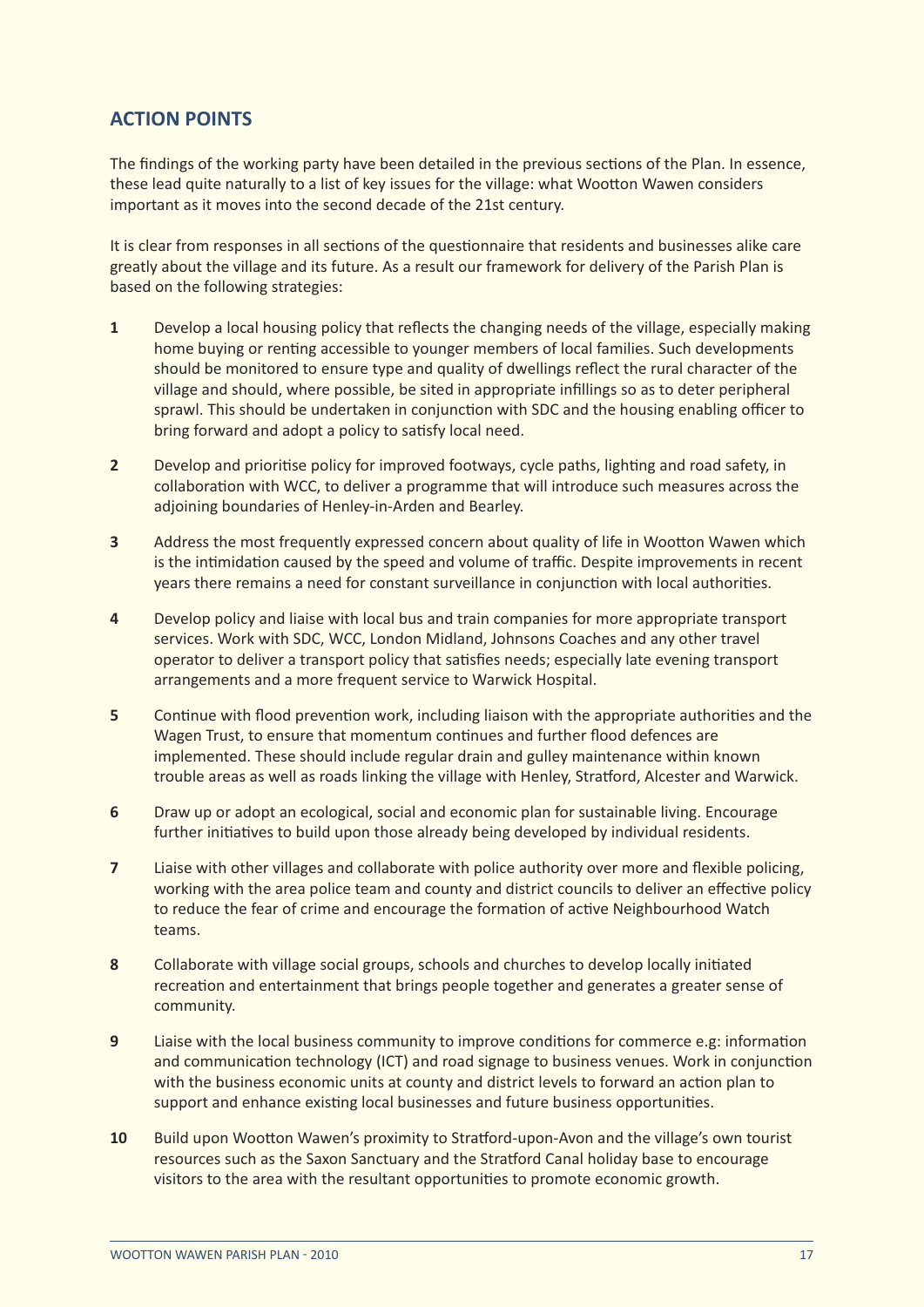## ACTION POINTS

The findings of the working party have been detailed in the previous sections of the Plan. In essence, these lead quite naturally to a list of key issues for the village: what Wootton Wawen considers important as it moves into the second decade of the 21st century.

It is clear from responses in all sections of the questionnaire that residents and businesses alike care greatly about the village and its future. As a result our framework for delivery of the Parish Plan is based on the following strategies:

1. Develop a local housing policy that reflects the changing needs of the village, especially making home buying or renting accessible to younger members of local families. Such developments should be monitored to ensure type and quality of dwellings reflect the rural character of the village and should, where possible, be sited in appropriate infillings so as to deter peripheral sprawl. This should be undertaken in conjunction with SDC and the housing enabling officer to bring forward and adopt a policy to satisfy local need.

2. Develop and prioritise policy for improved footways, cycle paths, lighting and road safety, in collaboration with WCC, to deliver a programme that will introduce such measures across the adjoining boundaries of Henley-in-Arden and Bearley.

3. Address the most frequently expressed concern about quality of life in Wootton Wawen which is the intimidation caused by the speed and volume of traffic. Despite improvements in recent years there remains a need for constant surveillance in conjunction with local authorities.

4. Develop policy and liaise with local bus and train companies for more appropriate transport services. Work with SDC, WCC, London Midland, Johnsons Coaches and any other travel operator to deliver a transport policy that satisfies needs; especially late evening transport arrangements and a more frequent service to Warwick Hospital.

5. Continue with flood prevention work, including liaison with the appropriate authorities and the Wagen Trust, to ensure that momentum continues and further flood defences are implemented. These should include regular drain and gulley maintenance within known trouble areas as well as roads linking the village with Henley, Stratford, Alcester and Warwick.

6. Draw up or adopt an ecological, social and economic plan for sustainable living. Encourage further initiatives to build upon those already being developed by individual residents.

7. Liaise with other villages and collaborate with police authority over more and flexible policing, working with the area police team and county and district councils to deliver an effective policy to reduce the fear of crime and encourage the formation of active Neighbourhood Watch teams.

8. Collaborate with village social groups, schools and churches to develop locally initiated recreation and entertainment that brings people together and generates a greater sense of community.

9. Liaise with the local business community to improve conditions for commerce e.g: information and communication technology (ICT) and road signage to business venues. Work in conjunction with the business economic units at county and district levels to forward an action plan to support and enhance existing local businesses and future business opportunities.

10. Build upon Wootton Wawen's proximity to Stratford-upon-Avon and the village's own tourist resources such as the Saxon Sanctuary and the Stratford Canal holiday base to encourage visitors to the area with the resultant opportunities to promote economic growth.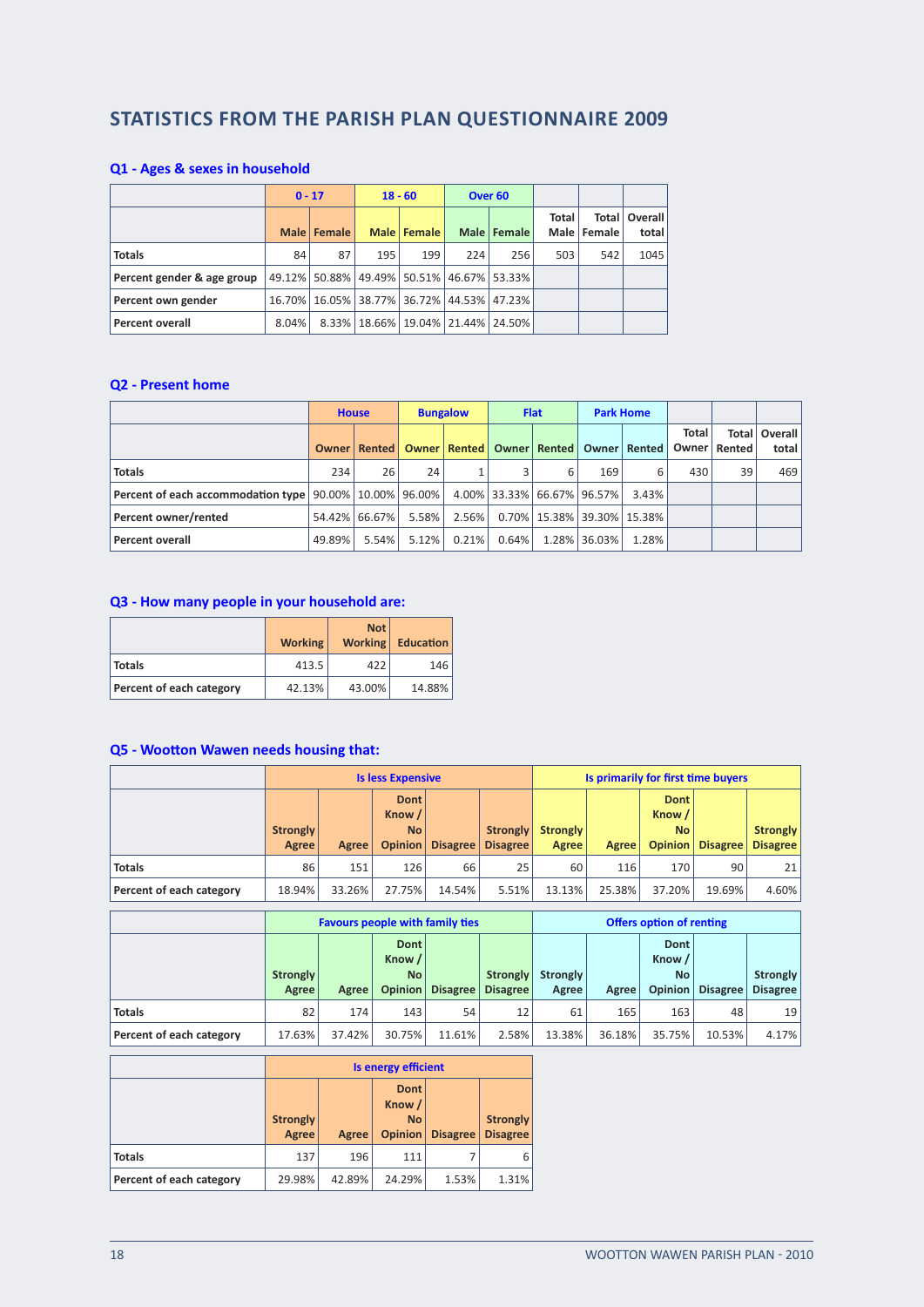# STATISTICS FROM THE PARISH PLAN QUESTIONNAIRE 2009

## Q1 - Ages & sexes in household

| | 0 - 17 | | 18 - 60 | | Over 60 | | | | |
|---|---|---|---|---|---|---|---|---|---|
| | Male | Female | Male | Female | Male | Female | Total Male | Total Female | Overall total |
| **Totals** | 84 | 87 | 195 | 199 | 224 | 256 | 503 | 542 | 1045 |
| **Percent gender & age group** | 49.12% | 50.88% | 49.49% | 50.51% | 46.67% | 53.33% | | | |
| **Percent own gender** | 16.70% | 16.05% | 38.77% | 36.72% | 44.53% | 47.23% | | | |
| **Percent overall** | 8.04% | 8.33% | 18.66% | 19.04% | 21.44% | 24.50% | | | |

## Q2 - Present home

| | House | | Bungalow | | Flat | | Park Home | | | | |
|---|---|---|---|---|---|---|---|---|---|---|---|
| | Owner | Rented | Owner | Rented | Owner | Rented | Owner | Rented | Total Owner | Total Rented | Overall total |
| **Totals** | 234 | 26 | 24 | 1 | 3 | 6 | 169 | 6 | 430 | 39 | 469 |
| **Percent of each accommodation type** | 90.00% | 10.00% | 96.00% | 4.00% | 33.33% | 66.67% | 96.57% | 3.43% | | | |
| **Percent owner/rented** | 54.42% | 66.67% | 5.58% | 2.56% | 0.70% | 15.38% | 39.30% | 15.38% | | | |
| **Percent overall** | 49.89% | 5.54% | 5.12% | 0.21% | 0.64% | 1.28% | 36.03% | 1.28% | | | |

## Q3 - How many people in your household are:

| | Working | Not Working | Education |
|---|---|---|---|
| **Totals** | 413.5 | 422 | 146 |
| **Percent of each category** | 42.13% | 43.00% | 14.88% |

## Q5 - Wootton Wawen needs housing that:

| | Is less Expensive | | | | | Is primarily for first time buyers | | | | |
|---|---|---|---|---|---|---|---|---|---|---|
| | Strongly Agree | Agree | Dont Know / No Opinion | Disagree | Strongly Disagree | Strongly Agree | Agree | Dont Know / No Opinion | Disagree | Strongly Disagree |
| **Totals** | 86 | 151 | 126 | 66 | 25 | 60 | 116 | 170 | 90 | 21 |
| **Percent of each category** | 18.94% | 33.26% | 27.75% | 14.54% | 5.51% | 13.13% | 25.38% | 37.20% | 19.69% | 4.60% |

| | Favours people with family ties | | | | | Offers option of renting | | | | |
|---|---|---|---|---|---|---|---|---|---|---|
| | Strongly Agree | Agree | Dont Know / No Opinion | Disagree | Strongly Disagree | Strongly Agree | Agree | Dont Know / No Opinion | Disagree | Strongly Disagree |
| **Totals** | 82 | 174 | 143 | 54 | 12 | 61 | 165 | 163 | 48 | 19 |
| **Percent of each category** | 17.63% | 37.42% | 30.75% | 11.61% | 2.58% | 13.38% | 36.18% | 35.75% | 10.53% | 4.17% |

| | Is energy efficient | | | | |
|---|---|---|---|---|---|
| | Strongly Agree | Agree | Dont Know / No Opinion | Disagree | Strongly Disagree |
| **Totals** | 137 | 196 | 111 | 7 | 6 |
| **Percent of each category** | 29.98% | 42.89% | 24.29% | 1.53% | 1.31% |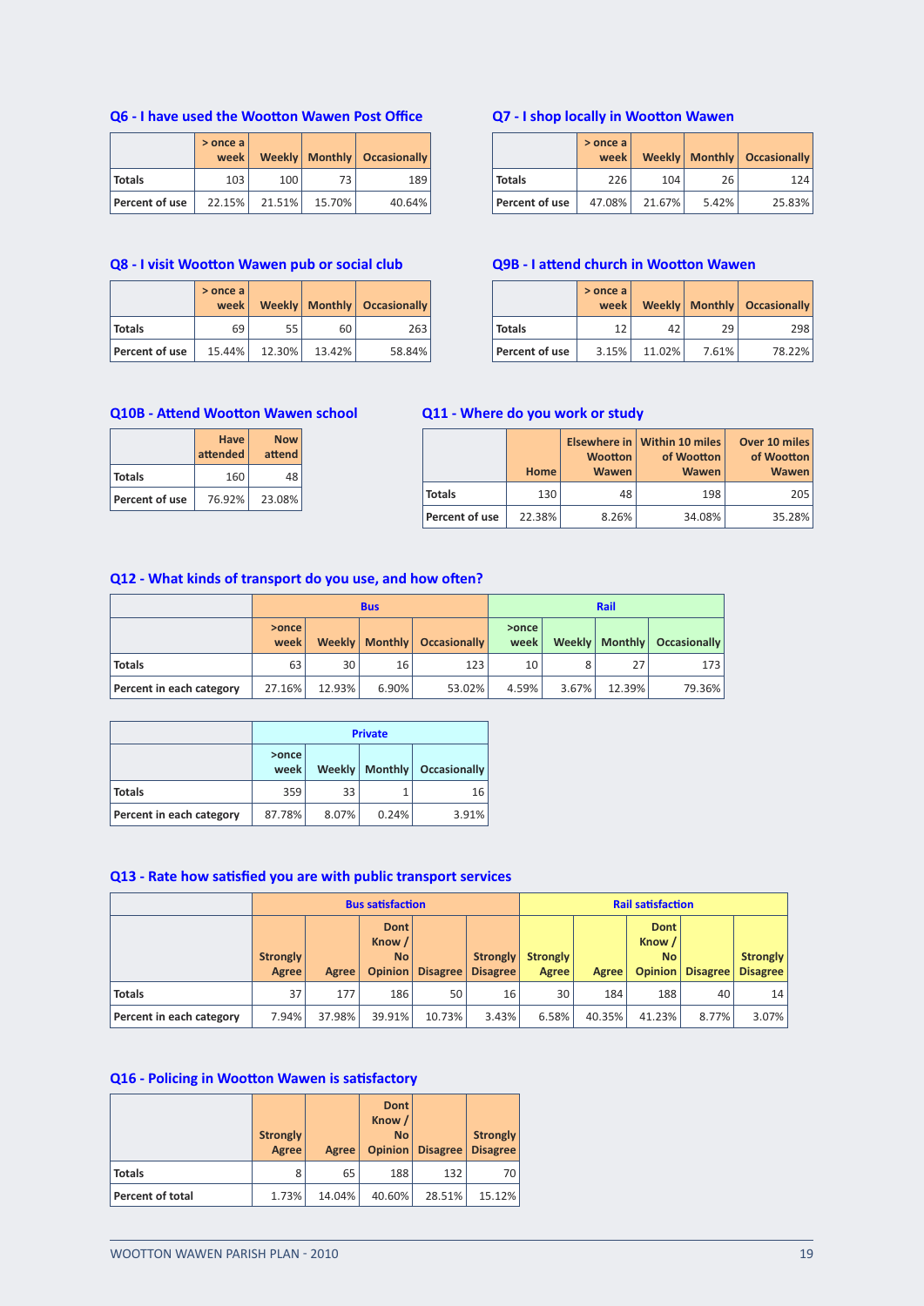## Q6 - I have used the Wootton Wawen Post Office

| | > once a week | Weekly | Monthly | Occasionally |
|---|---|---|---|---|
| **Totals** | 103 | 100 | 73 | 189 |
| **Percent of use** | 22.15% | 21.51% | 15.70% | 40.64% |

## Q7 - I shop locally in Wootton Wawen

| | > once a week | Weekly | Monthly | Occasionally |
|---|---|---|---|---|
| **Totals** | 226 | 104 | 26 | 124 |
| **Percent of use** | 47.08% | 21.67% | 5.42% | 25.83% |

## Q8 - I visit Wootton Wawen pub or social club

| | > once a week | Weekly | Monthly | Occasionally |
|---|---|---|---|---|
| **Totals** | 69 | 55 | 60 | 263 |
| **Percent of use** | 15.44% | 12.30% | 13.42% | 58.84% |

## Q9B - I attend church in Wootton Wawen

| | > once a week | Weekly | Monthly | Occasionally |
|---|---|---|---|---|
| **Totals** | 12 | 42 | 29 | 298 |
| **Percent of use** | 3.15% | 11.02% | 7.61% | 78.22% |

## Q10B - Attend Wootton Wawen school

| | Have attended | Now attend |
|---|---|---|
| **Totals** | 160 | 48 |
| **Percent of use** | 76.92% | 23.08% |

## Q11 - Where do you work or study

| | Home | Elsewhere in Wootton Wawen | Within 10 miles of Wootton Wawen | Over 10 miles of Wootton Wawen |
|---|---|---|---|---|
| **Totals** | 130 | 48 | 198 | 205 |
| **Percent of use** | 22.38% | 8.26% | 34.08% | 35.28% |

## Q12 - What kinds of transport do you use, and how often?

| | Bus | | | | Rail | | | |
|---|---|---|---|---|---|---|---|---|
| | >once week | Weekly | Monthly | Occasionally | >once week | Weekly | Monthly | Occasionally |
| **Totals** | 63 | 30 | 16 | 123 | 10 | 8 | 27 | 173 |
| **Percent in each category** | 27.16% | 12.93% | 6.90% | 53.02% | 4.59% | 3.67% | 12.39% | 79.36% |

| | Private | | | |
|---|---|---|---|---|
| | >once week | Weekly | Monthly | Occasionally |
| **Totals** | 359 | 33 | 1 | 16 |
| **Percent in each category** | 87.78% | 8.07% | 0.24% | 3.91% |

## Q13 - Rate how satisfied you are with public transport services

| | Bus satisfaction | | | | | Rail satisfaction | | | | |
|---|---|---|---|---|---|---|---|---|---|---|
| | Strongly Agree | Agree | Dont Know / No Opinion | Disagree | Strongly Disagree | Strongly Agree | Agree | Dont Know / No Opinion | Disagree | Strongly Disagree |
| **Totals** | 37 | 177 | 186 | 50 | 16 | 30 | 184 | 188 | 40 | 14 |
| **Percent in each category** | 7.94% | 37.98% | 39.91% | 10.73% | 3.43% | 6.58% | 40.35% | 41.23% | 8.77% | 3.07% |

## Q16 - Policing in Wootton Wawen is satisfactory

| | Strongly Agree | Agree | Dont Know / No Opinion | Disagree | Strongly Disagree |
|---|---|---|---|---|---|
| **Totals** | 8 | 65 | 188 | 132 | 70 |
| **Percent of total** | 1.73% | 14.04% | 40.60% | 28.51% | 15.12% |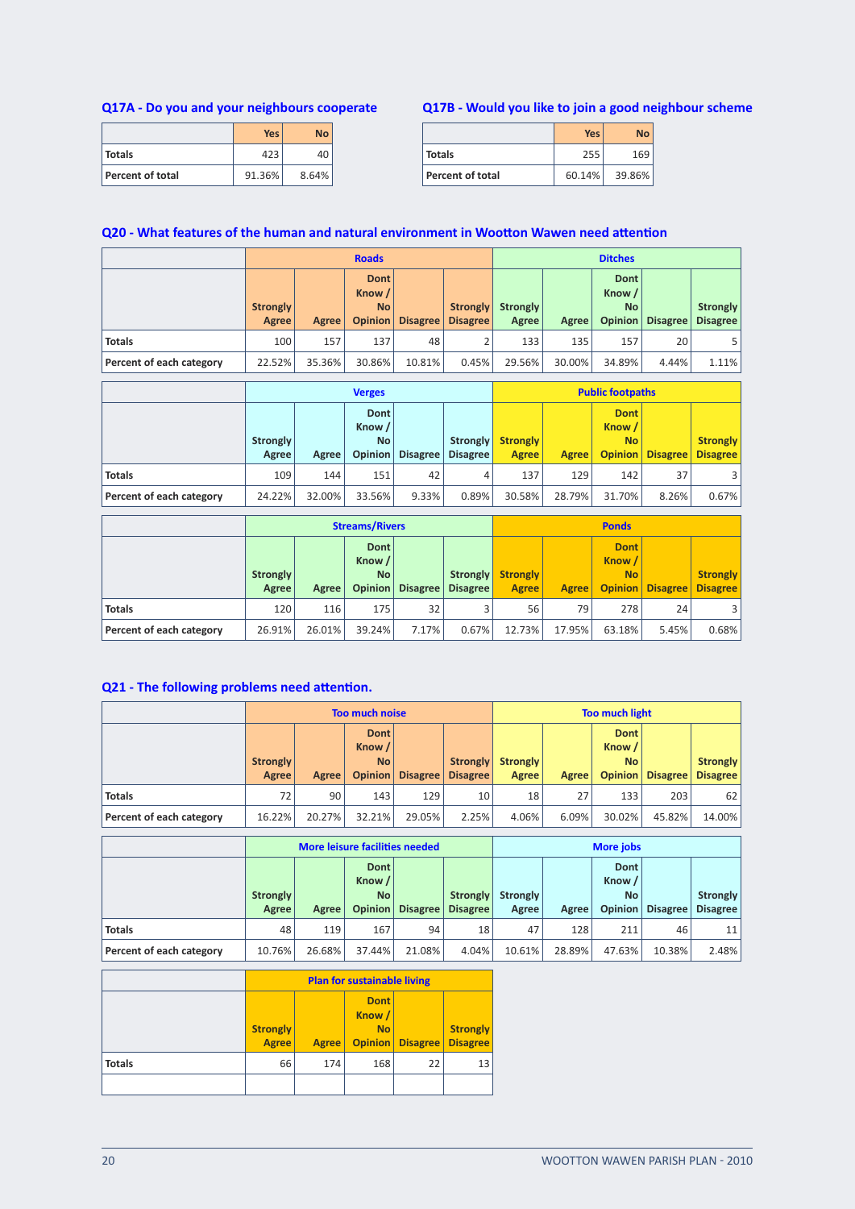### Q17A - Do you and your neighbours cooperate

| | Yes | No |
|---|---|---|
| **Totals** | 423 | 40 |
| **Percent of total** | 91.36% | 8.64% |

### Q17B - Would you like to join a good neighbour scheme

| | Yes | No |
|---|---|---|
| **Totals** | 255 | 169 |
| **Percent of total** | 60.14% | 39.86% |

### Q20 - What features of the human and natural environment in Wootton Wawen need attention

| | Roads | | | | | Ditches | | | | |
|---|---|---|---|---|---|---|---|---|---|---|
| | Strongly Agree | Agree | Dont Know / No Opinion | Disagree | Strongly Disagree | Strongly Agree | Agree | Dont Know / No Opinion | Disagree | Strongly Disagree |
| **Totals** | 100 | 157 | 137 | 48 | 2 | 133 | 135 | 157 | 20 | 5 |
| **Percent of each category** | 22.52% | 35.36% | 30.86% | 10.81% | 0.45% | 29.56% | 30.00% | 34.89% | 4.44% | 1.11% |

| | Verges | | | | | Public footpaths | | | | |
|---|---|---|---|---|---|---|---|---|---|---|
| | Strongly Agree | Agree | Dont Know / No Opinion | Disagree | Strongly Disagree | Strongly Agree | Agree | Dont Know / No Opinion | Disagree | Strongly Disagree |
| **Totals** | 109 | 144 | 151 | 42 | 4 | 137 | 129 | 142 | 37 | 3 |
| **Percent of each category** | 24.22% | 32.00% | 33.56% | 9.33% | 0.89% | 30.58% | 28.79% | 31.70% | 8.26% | 0.67% |

| | Streams/Rivers | | | | | Ponds | | | | |
|---|---|---|---|---|---|---|---|---|---|---|
| | Strongly Agree | Agree | Dont Know / No Opinion | Disagree | Strongly Disagree | Strongly Agree | Agree | Dont Know / No Opinion | Disagree | Strongly Disagree |
| **Totals** | 120 | 116 | 175 | 32 | 3 | 56 | 79 | 278 | 24 | 3 |
| **Percent of each category** | 26.91% | 26.01% | 39.24% | 7.17% | 0.67% | 12.73% | 17.95% | 63.18% | 5.45% | 0.68% |

### Q21 - The following problems need attention.

| | Too much noise | | | | | Too much light | | | | |
|---|---|---|---|---|---|---|---|---|---|---|
| | Strongly Agree | Agree | Dont Know / No Opinion | Disagree | Strongly Disagree | Strongly Agree | Agree | Dont Know / No Opinion | Disagree | Strongly Disagree |
| **Totals** | 72 | 90 | 143 | 129 | 10 | 18 | 27 | 133 | 203 | 62 |
| **Percent of each category** | 16.22% | 20.27% | 32.21% | 29.05% | 2.25% | 4.06% | 6.09% | 30.02% | 45.82% | 14.00% |

| | More leisure facilities needed | | | | | More jobs | | | | |
|---|---|---|---|---|---|---|---|---|---|---|
| | Strongly Agree | Agree | Dont Know / No Opinion | Disagree | Strongly Disagree | Strongly Agree | Agree | Dont Know / No Opinion | Disagree | Strongly Disagree |
| **Totals** | 48 | 119 | 167 | 94 | 18 | 47 | 128 | 211 | 46 | 11 |
| **Percent of each category** | 10.76% | 26.68% | 37.44% | 21.08% | 4.04% | 10.61% | 28.89% | 47.63% | 10.38% | 2.48% |

| | Plan for sustainable living | | | | |
|---|---|---|---|---|---|
| | Strongly Agree | Agree | Dont Know / No Opinion | Disagree | Strongly Disagree |
| **Totals** | 66 | 174 | 168 | 22 | 13 |
| | | | | | |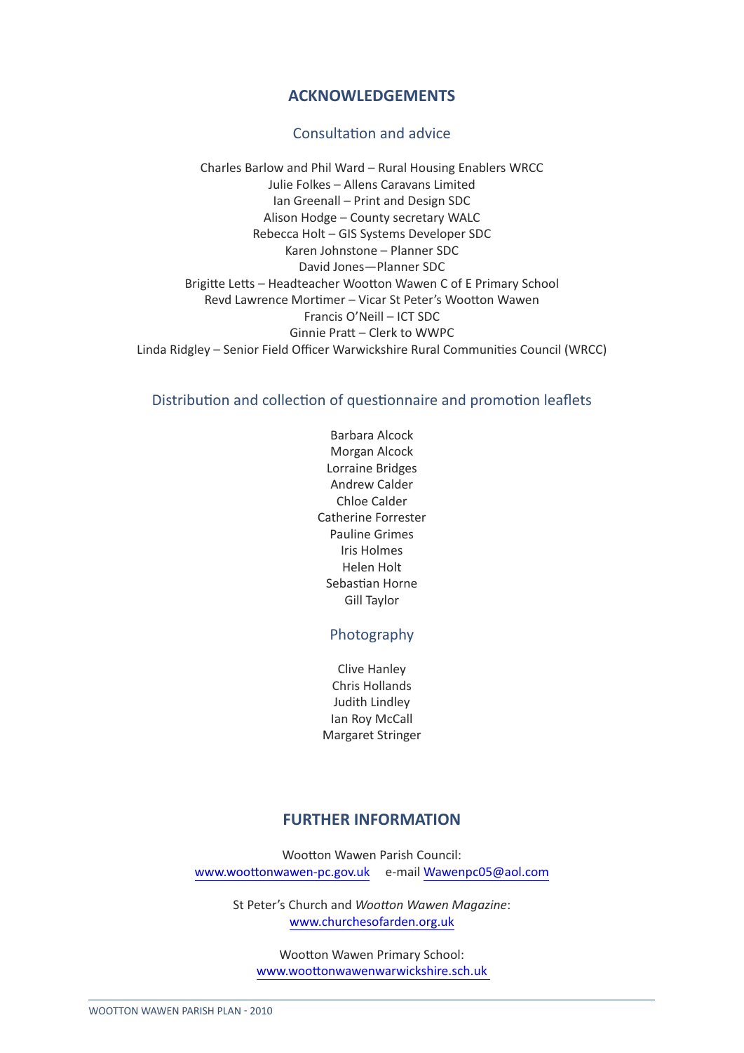## ACKNOWLEDGEMENTS

### Consultation and advice

Charles Barlow and Phil Ward – Rural Housing Enablers WRCC
Julie Folkes – Allens Caravans Limited
Ian Greenall – Print and Design SDC
Alison Hodge – County secretary WALC
Rebecca Holt – GIS Systems Developer SDC
Karen Johnstone – Planner SDC
David Jones—Planner SDC
Brigitte Letts – Headteacher Wootton Wawen C of E Primary School
Revd Lawrence Mortimer – Vicar St Peter's Wootton Wawen
Francis O'Neill – ICT SDC
Ginnie Pratt – Clerk to WWPC
Linda Ridgley – Senior Field Officer Warwickshire Rural Communities Council (WRCC)

### Distribution and collection of questionnaire and promotion leaflets

Barbara Alcock
Morgan Alcock
Lorraine Bridges
Andrew Calder
Chloe Calder
Catherine Forrester
Pauline Grimes
Iris Holmes
Helen Holt
Sebastian Horne
Gill Taylor

### Photography

Clive Hanley
Chris Hollands
Judith Lindley
Ian Roy McCall
Margaret Stringer

## FURTHER INFORMATION

Wootton Wawen Parish Council:
www.woottonwawen-pc.gov.uk e-mail Wawenpc05@aol.com

St Peter's Church and *Wootton Wawen Magazine*:
www.churchesofarden.org.uk

Wootton Wawen Primary School:
www.woottonwawenwarwickshire.sch.uk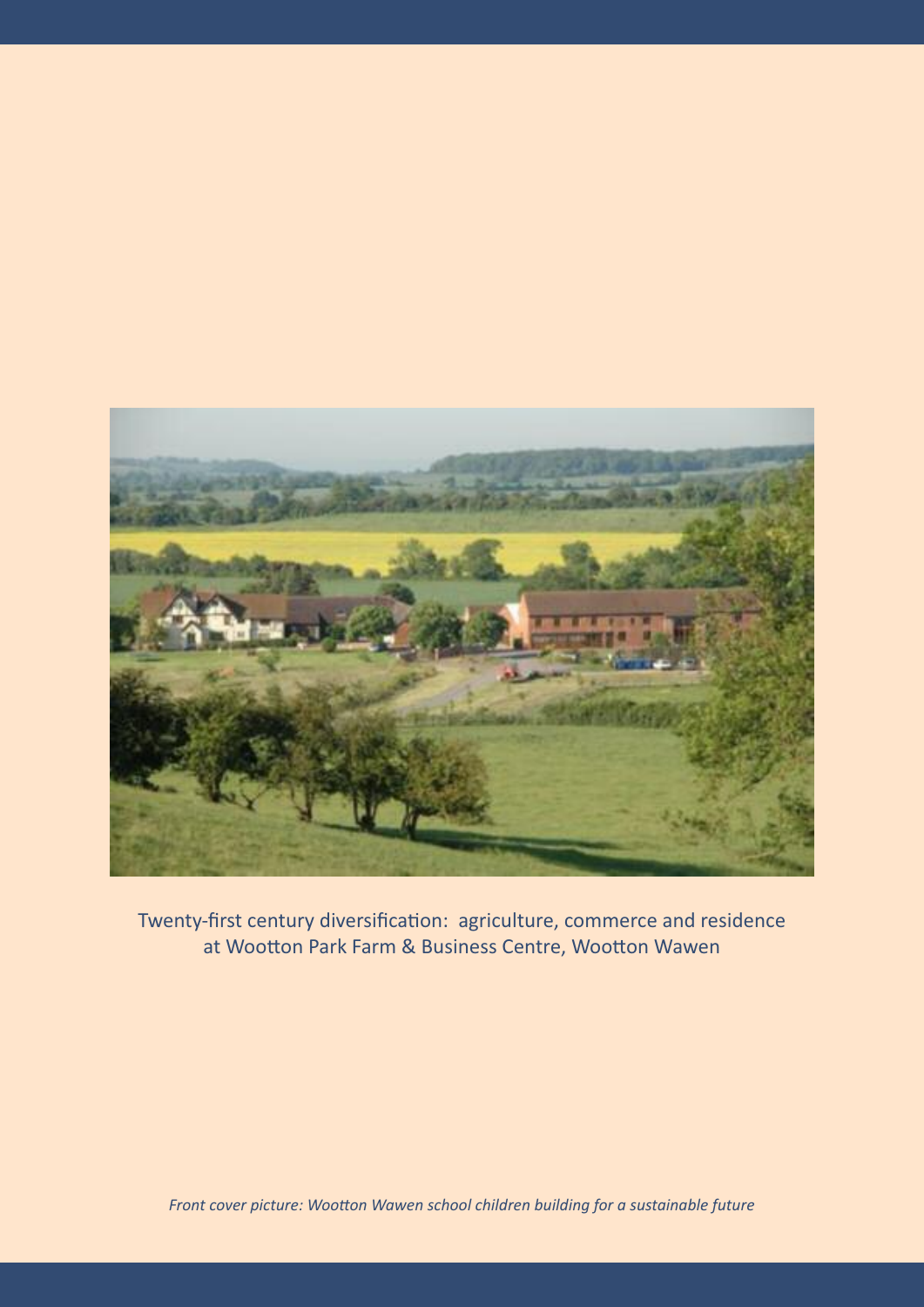Twenty-first century diversification: agriculture, commerce and residence at Wootton Park Farm & Business Centre, Wootton Wawen

*Front cover picture: Wootton Wawen school children building for a sustainable future*